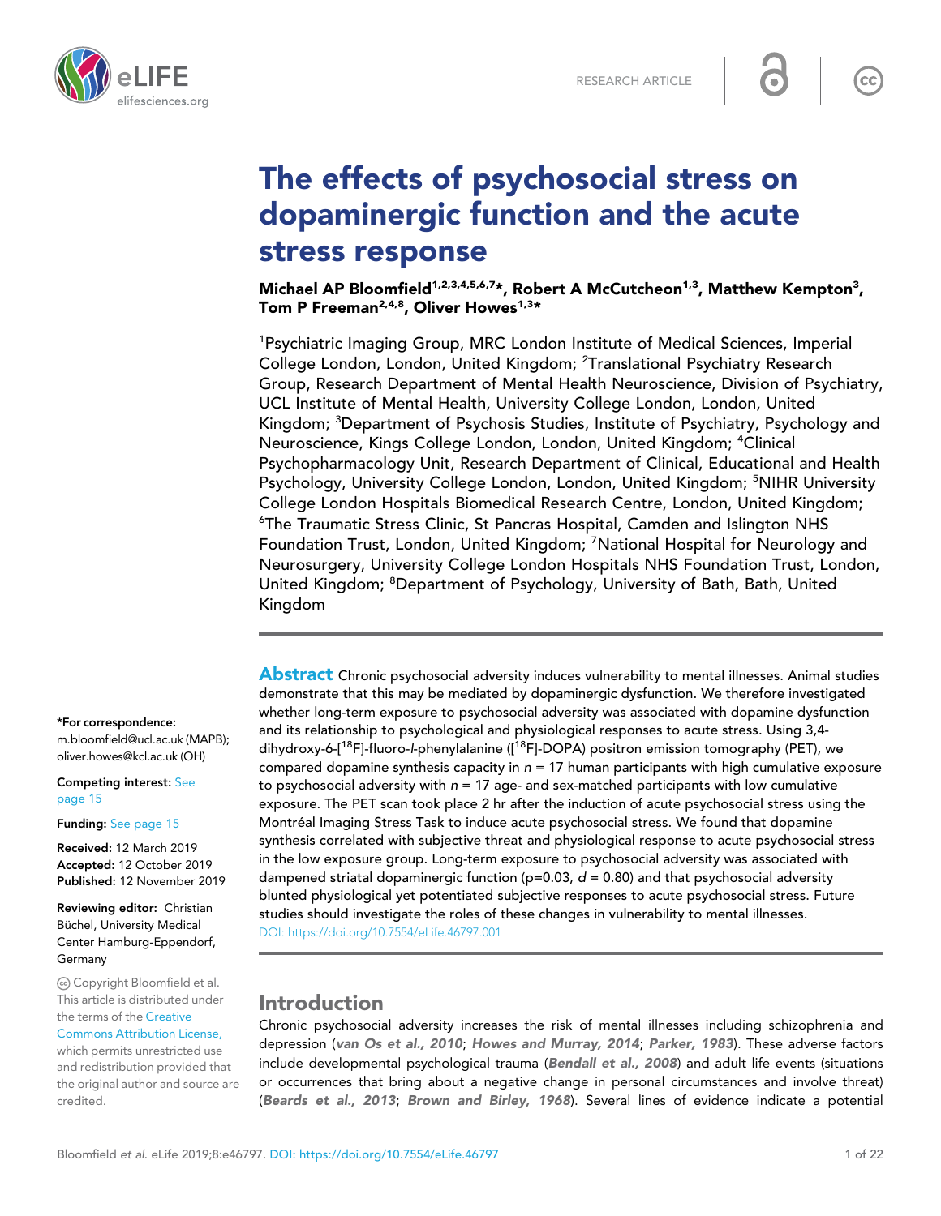RESEARCH ARTICLE

# The effects of psychosocial stress on dopaminergic function and the acute stress response

**Michael AP Bloomfield[1,2,3,4,5,6,7]*, Robert A McCutcheon[1,3], Matthew Kempton[3], Tom P Freeman[2,4,8], Oliver Howes[1,3]***

[1]Psychiatric Imaging Group, MRC London Institute of Medical Sciences, Imperial College London, London, United Kingdom; [2]Translational Psychiatry Research Group, Research Department of Mental Health Neuroscience, Division of Psychiatry, UCL Institute of Mental Health, University College London, London, United Kingdom; [3]Department of Psychosis Studies, Institute of Psychiatry, Psychology and Neuroscience, Kings College London, London, United Kingdom; [4]Clinical Psychopharmacology Unit, Research Department of Clinical, Educational and Health Psychology, University College London, London, United Kingdom; [5]NIHR University College London Hospitals Biomedical Research Centre, London, United Kingdom; [6]The Traumatic Stress Clinic, St Pancras Hospital, Camden and Islington NHS Foundation Trust, London, United Kingdom; [7]National Hospital for Neurology and Neurosurgery, University College London Hospitals NHS Foundation Trust, London, United Kingdom; [8]Department of Psychology, University of Bath, Bath, United Kingdom

**Abstract** Chronic psychosocial adversity induces vulnerability to mental illnesses. Animal studies demonstrate that this may be mediated by dopaminergic dysfunction. We therefore investigated whether long-term exposure to psychosocial adversity was associated with dopamine dysfunction and its relationship to psychological and physiological responses to acute stress. Using 3,4-dihydroxy-6-[$^{18}$F]-fluoro-*l*-phenylalanine ([$^{18}$F]-DOPA) positron emission tomography (PET), we compared dopamine synthesis capacity in *n* = 17 human participants with high cumulative exposure to psychosocial adversity with *n* = 17 age- and sex-matched participants with low cumulative exposure. The PET scan took place 2 hr after the induction of acute psychosocial stress using the Montréal Imaging Stress Task to induce acute psychosocial stress. We found that dopamine synthesis correlated with subjective threat and physiological response to acute psychosocial stress in the low exposure group. Long-term exposure to psychosocial adversity was associated with dampened striatal dopaminergic function (p=0.03, *d* = 0.80) and that psychosocial adversity blunted physiological yet potentiated subjective responses to acute psychosocial stress. Future studies should investigate the roles of these changes in vulnerability to mental illnesses.

DOI: https://doi.org/10.7554/eLife.46797.001

\*For correspondence: m.bloomfield@ucl.ac.uk (MAPB); oliver.howes@kcl.ac.uk (OH)

**Competing interest:** See page 15

**Funding:** See page 15

**Received:** 12 March 2019
**Accepted:** 12 October 2019
**Published:** 12 November 2019

**Reviewing editor:** Christian Büchel, University Medical Center Hamburg-Eppendorf, Germany

Copyright Bloomfield et al. This article is distributed under the terms of the Creative Commons Attribution License, which permits unrestricted use and redistribution provided that the original author and source are credited.

## Introduction

Chronic psychosocial adversity increases the risk of mental illnesses including schizophrenia and depression (**van Os et al., 2010**; **Howes and Murray, 2014**; **Parker, 1983**). These adverse factors include developmental psychological trauma (**Bendall et al., 2008**) and adult life events (situations or occurrences that bring about a negative change in personal circumstances and involve threat) (**Beards et al., 2013**; **Brown and Birley, 1968**). Several lines of evidence indicate a potential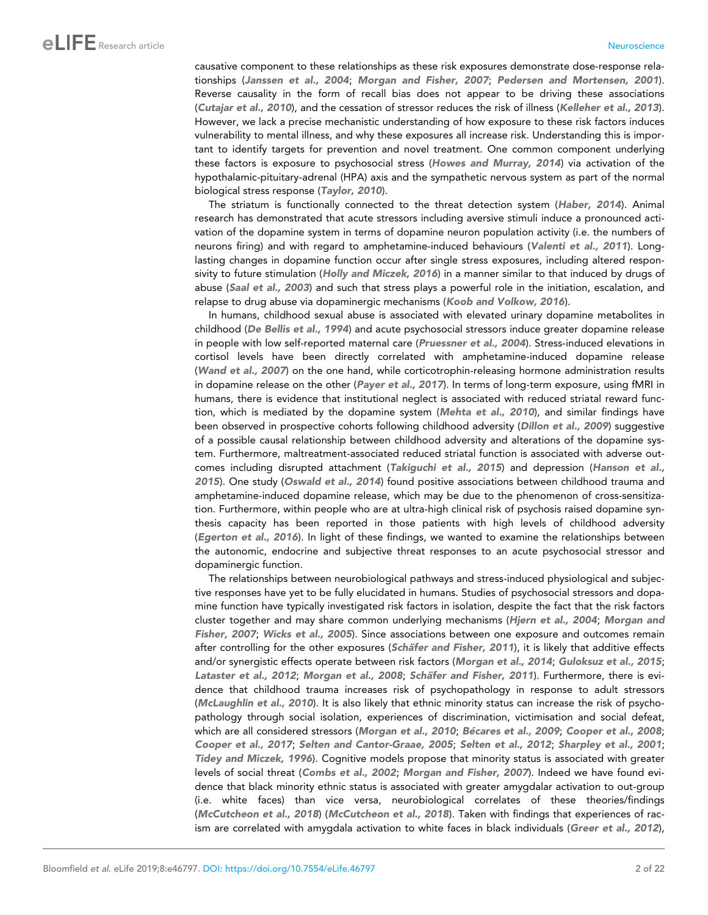causative component to these relationships as these risk exposures demonstrate dose-response relationships (*Janssen et al., 2004*; *Morgan and Fisher, 2007*; *Pedersen and Mortensen, 2001*). Reverse causality in the form of recall bias does not appear to be driving these associations (*Cutajar et al., 2010*), and the cessation of stressor reduces the risk of illness (*Kelleher et al., 2013*). However, we lack a precise mechanistic understanding of how exposure to these risk factors induces vulnerability to mental illness, and why these exposures all increase risk. Understanding this is important to identify targets for prevention and novel treatment. One common component underlying these factors is exposure to psychosocial stress (*Howes and Murray, 2014*) via activation of the hypothalamic-pituitary-adrenal (HPA) axis and the sympathetic nervous system as part of the normal biological stress response (*Taylor, 2010*).

The striatum is functionally connected to the threat detection system (*Haber, 2014*). Animal research has demonstrated that acute stressors including aversive stimuli induce a pronounced activation of the dopamine system in terms of dopamine neuron population activity (i.e. the numbers of neurons firing) and with regard to amphetamine-induced behaviours (*Valenti et al., 2011*). Long-lasting changes in dopamine function occur after single stress exposures, including altered responsivity to future stimulation (*Holly and Miczek, 2016*) in a manner similar to that induced by drugs of abuse (*Saal et al., 2003*) and such that stress plays a powerful role in the initiation, escalation, and relapse to drug abuse via dopaminergic mechanisms (*Koob and Volkow, 2016*).

In humans, childhood sexual abuse is associated with elevated urinary dopamine metabolites in childhood (*De Bellis et al., 1994*) and acute psychosocial stressors induce greater dopamine release in people with low self-reported maternal care (*Pruessner et al., 2004*). Stress-induced elevations in cortisol levels have been directly correlated with amphetamine-induced dopamine release (*Wand et al., 2007*) on the one hand, while corticotrophin-releasing hormone administration results in dopamine release on the other (*Payer et al., 2017*). In terms of long-term exposure, using fMRI in humans, there is evidence that institutional neglect is associated with reduced striatal reward function, which is mediated by the dopamine system (*Mehta et al., 2010*), and similar findings have been observed in prospective cohorts following childhood adversity (*Dillon et al., 2009*) suggestive of a possible causal relationship between childhood adversity and alterations of the dopamine system. Furthermore, maltreatment-associated reduced striatal function is associated with adverse outcomes including disrupted attachment (*Takiguchi et al., 2015*) and depression (*Hanson et al., 2015*). One study (*Oswald et al., 2014*) found positive associations between childhood trauma and amphetamine-induced dopamine release, which may be due to the phenomenon of cross-sensitization. Furthermore, within people who are at ultra-high clinical risk of psychosis raised dopamine synthesis capacity has been reported in those patients with high levels of childhood adversity (*Egerton et al., 2016*). In light of these findings, we wanted to examine the relationships between the autonomic, endocrine and subjective threat responses to an acute psychosocial stressor and dopaminergic function.

The relationships between neurobiological pathways and stress-induced physiological and subjective responses have yet to be fully elucidated in humans. Studies of psychosocial stressors and dopamine function have typically investigated risk factors in isolation, despite the fact that the risk factors cluster together and may share common underlying mechanisms (*Hjern et al., 2004*; *Morgan and Fisher, 2007*; *Wicks et al., 2005*). Since associations between one exposure and outcomes remain after controlling for the other exposures (*Schäfer and Fisher, 2011*), it is likely that additive effects and/or synergistic effects operate between risk factors (*Morgan et al., 2014*; *Guloksuz et al., 2015*; *Lataster et al., 2012*; *Morgan et al., 2008*; *Schäfer and Fisher, 2011*). Furthermore, there is evidence that childhood trauma increases risk of psychopathology in response to adult stressors (*McLaughlin et al., 2010*). It is also likely that ethnic minority status can increase the risk of psychopathology through social isolation, experiences of discrimination, victimisation and social defeat, which are all considered stressors (*Morgan et al., 2010*; *Bécares et al., 2009*; *Cooper et al., 2008*; *Cooper et al., 2017*; *Selten and Cantor-Graae, 2005*; *Selten et al., 2012*; *Sharpley et al., 2001*; *Tidey and Miczek, 1996*). Cognitive models propose that minority status is associated with greater levels of social threat (*Combs et al., 2002*; *Morgan and Fisher, 2007*). Indeed we have found evidence that black minority ethnic status is associated with greater amygdalar activation to out-group (i.e. white faces) than vice versa, neurobiological correlates of these theories/findings (*McCutcheon et al., 2018*) (*McCutcheon et al., 2018*). Taken with findings that experiences of racism are correlated with amygdala activation to white faces in black individuals (*Greer et al., 2012*),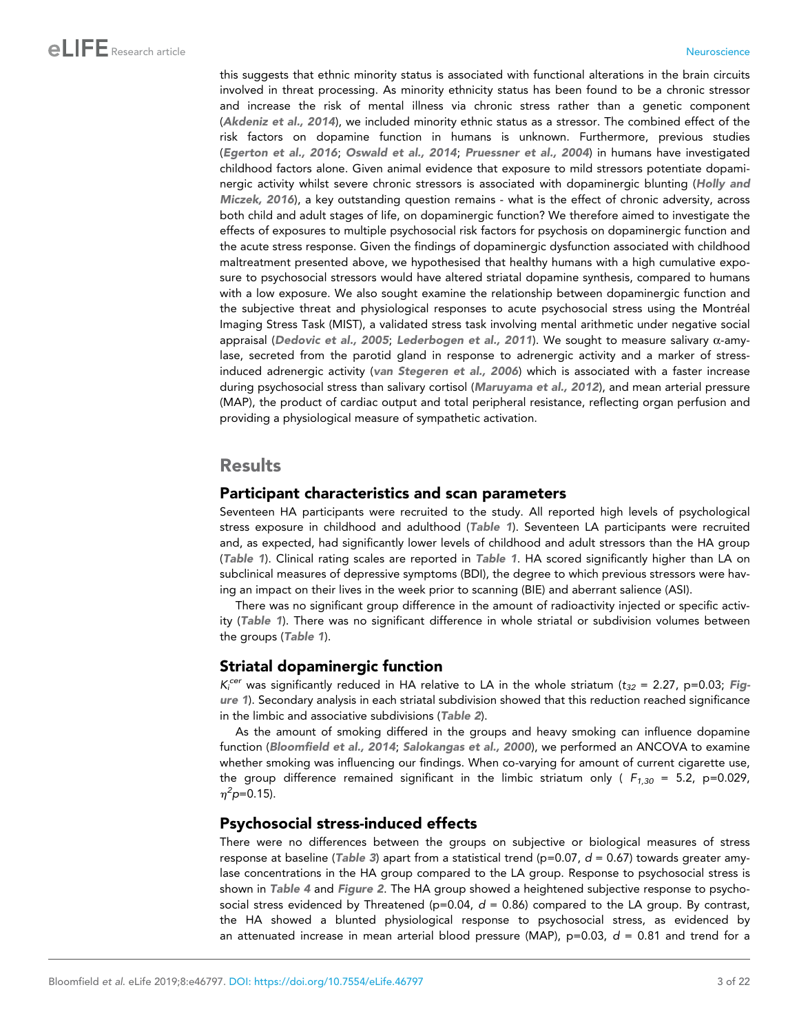this suggests that ethnic minority status is associated with functional alterations in the brain circuits involved in threat processing. As minority ethnicity status has been found to be a chronic stressor and increase the risk of mental illness via chronic stress rather than a genetic component (*Akdeniz et al., 2014*), we included minority ethnic status as a stressor. The combined effect of the risk factors on dopamine function in humans is unknown. Furthermore, previous studies (*Egerton et al., 2016*; *Oswald et al., 2014*; *Pruessner et al., 2004*) in humans have investigated childhood factors alone. Given animal evidence that exposure to mild stressors potentiate dopaminergic activity whilst severe chronic stressors is associated with dopaminergic blunting (*Holly and Miczek, 2016*), a key outstanding question remains - what is the effect of chronic adversity, across both child and adult stages of life, on dopaminergic function? We therefore aimed to investigate the effects of exposures to multiple psychosocial risk factors for psychosis on dopaminergic function and the acute stress response. Given the findings of dopaminergic dysfunction associated with childhood maltreatment presented above, we hypothesised that healthy humans with a high cumulative exposure to psychosocial stressors would have altered striatal dopamine synthesis, compared to humans with a low exposure. We also sought examine the relationship between dopaminergic function and the subjective threat and physiological responses to acute psychosocial stress using the Montréal Imaging Stress Task (MIST), a validated stress task involving mental arithmetic under negative social appraisal (*Dedovic et al., 2005*; *Lederbogen et al., 2011*). We sought to measure salivary α-amylase, secreted from the parotid gland in response to adrenergic activity and a marker of stress-induced adrenergic activity (*van Stegeren et al., 2006*) which is associated with a faster increase during psychosocial stress than salivary cortisol (*Maruyama et al., 2012*), and mean arterial pressure (MAP), the product of cardiac output and total peripheral resistance, reflecting organ perfusion and providing a physiological measure of sympathetic activation.

## Results

### Participant characteristics and scan parameters

Seventeen HA participants were recruited to the study. All reported high levels of psychological stress exposure in childhood and adulthood (*Table 1*). Seventeen LA participants were recruited and, as expected, had significantly lower levels of childhood and adult stressors than the HA group (*Table 1*). Clinical rating scales are reported in *Table 1*. HA scored significantly higher than LA on subclinical measures of depressive symptoms (BDI), the degree to which previous stressors were having an impact on their lives in the week prior to scanning (BIE) and aberrant salience (ASI).

There was no significant group difference in the amount of radioactivity injected or specific activity (*Table 1*). There was no significant difference in whole striatal or subdivision volumes between the groups (*Table 1*).

### Striatal dopaminergic function

$K_i^{cer}$ was significantly reduced in HA relative to LA in the whole striatum ($t_{32}$ = 2.27, p=0.03; *Figure 1*). Secondary analysis in each striatal subdivision showed that this reduction reached significance in the limbic and associative subdivisions (*Table 2*).

As the amount of smoking differed in the groups and heavy smoking can influence dopamine function (*Bloomfield et al., 2014*; *Salokangas et al., 2000*), we performed an ANCOVA to examine whether smoking was influencing our findings. When co-varying for amount of current cigarette use, the group difference remained significant in the limbic striatum only ( $F_{1,30}$ = 5.2, p=0.029, $\eta^2p$=0.15).

### Psychosocial stress-induced effects

There were no differences between the groups on subjective or biological measures of stress response at baseline (*Table 3*) apart from a statistical trend (p=0.07, $d$ = 0.67) towards greater amylase concentrations in the HA group compared to the LA group. Response to psychosocial stress is shown in *Table 4* and *Figure 2*. The HA group showed a heightened subjective response to psychosocial stress evidenced by Threatened (p=0.04, $d$ = 0.86) compared to the LA group. By contrast, the HA showed a blunted physiological response to psychosocial stress, as evidenced by an attenuated increase in mean arterial blood pressure (MAP), p=0.03, $d$ = 0.81 and trend for a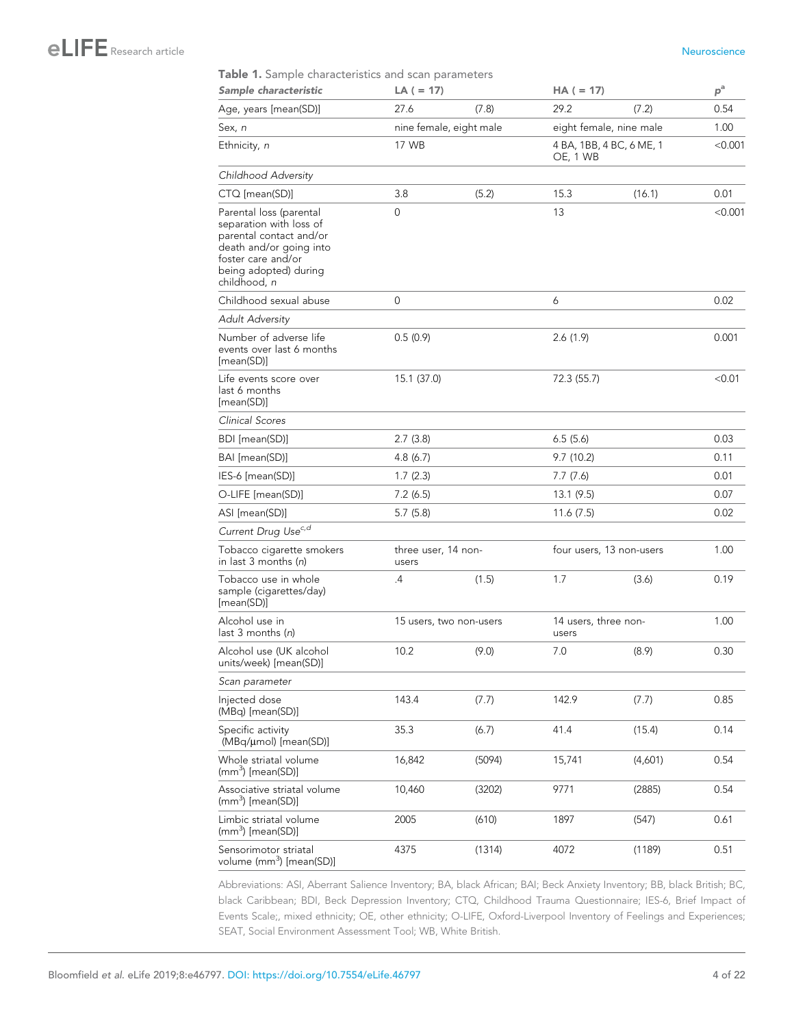**Table 1.** Sample characteristics and scan parameters

| *Sample characteristic* | LA ( = 17) | | HA ( = 17) | | $p^{a}$ |
|---|---|---|---|---|---|
| Age, years [mean(SD)] | 27.6 | (7.8) | 29.2 | (7.2) | 0.54 |
| Sex, *n* | nine female, eight male | | eight female, nine male | | 1.00 |
| Ethnicity, *n* | 17 WB | | 4 BA, 1BB, 4 BC, 6 ME, 1 OE, 1 WB | | <0.001 |
| *Childhood Adversity* | | | | | |
| CTQ [mean(SD)] | 3.8 | (5.2) | 15.3 | (16.1) | 0.01 |
| Parental loss (parental separation with loss of parental contact and/or death and/or going into foster care and/or being adopted) during childhood, *n* | 0 | | 13 | | <0.001 |
| Childhood sexual abuse | 0 | | 6 | | 0.02 |
| *Adult Adversity* | | | | | |
| Number of adverse life events over last 6 months [mean(SD)] | 0.5 (0.9) | | 2.6 (1.9) | | 0.001 |
| Life events score over last 6 months [mean(SD)] | 15.1 (37.0) | | 72.3 (55.7) | | <0.01 |
| *Clinical Scores* | | | | | |
| BDI [mean(SD)] | 2.7 (3.8) | | 6.5 (5.6) | | 0.03 |
| BAI [mean(SD)] | 4.8 (6.7) | | 9.7 (10.2) | | 0.11 |
| IES-6 [mean(SD)] | 1.7 (2.3) | | 7.7 (7.6) | | 0.01 |
| O-LIFE [mean(SD)] | 7.2 (6.5) | | 13.1 (9.5) | | 0.07 |
| ASI [mean(SD)] | 5.7 (5.8) | | 11.6 (7.5) | | 0.02 |
| *Current Drug Use*[c,d] | | | | | |
| Tobacco cigarette smokers in last 3 months (*n*) | three user, 14 non-users | | four users, 13 non-users | | 1.00 |
| Tobacco use in whole sample (cigarettes/day) [mean(SD)] | .4 | (1.5) | 1.7 | (3.6) | 0.19 |
| Alcohol use in last 3 months (*n*) | 15 users, two non-users | | 14 users, three non-users | | 1.00 |
| Alcohol use (UK alcohol units/week) [mean(SD)] | 10.2 | (9.0) | 7.0 | (8.9) | 0.30 |
| *Scan parameter* | | | | | |
| Injected dose (MBq) [mean(SD)] | 143.4 | (7.7) | 142.9 | (7.7) | 0.85 |
| Specific activity (MBq/μmol) [mean(SD)] | 35.3 | (6.7) | 41.4 | (15.4) | 0.14 |
| Whole striatal volume ($mm^3$) [mean(SD)] | 16,842 | (5094) | 15,741 | (4,601) | 0.54 |
| Associative striatal volume ($mm^3$) [mean(SD)] | 10,460 | (3202) | 9771 | (2885) | 0.54 |
| Limbic striatal volume ($mm^3$) [mean(SD)] | 2005 | (610) | 1897 | (547) | 0.61 |
| Sensorimotor striatal volume ($mm^3$) [mean(SD)] | 4375 | (1314) | 4072 | (1189) | 0.51 |

Abbreviations: ASI, Aberrant Salience Inventory; BA, black African; BAI; Beck Anxiety Inventory; BB, black British; BC, black Caribbean; BDI, Beck Depression Inventory; CTQ, Childhood Trauma Questionnaire; IES-6, Brief Impact of Events Scale;, mixed ethnicity; OE, other ethnicity; O-LIFE, Oxford-Liverpool Inventory of Feelings and Experiences; SEAT, Social Environment Assessment Tool; WB, White British.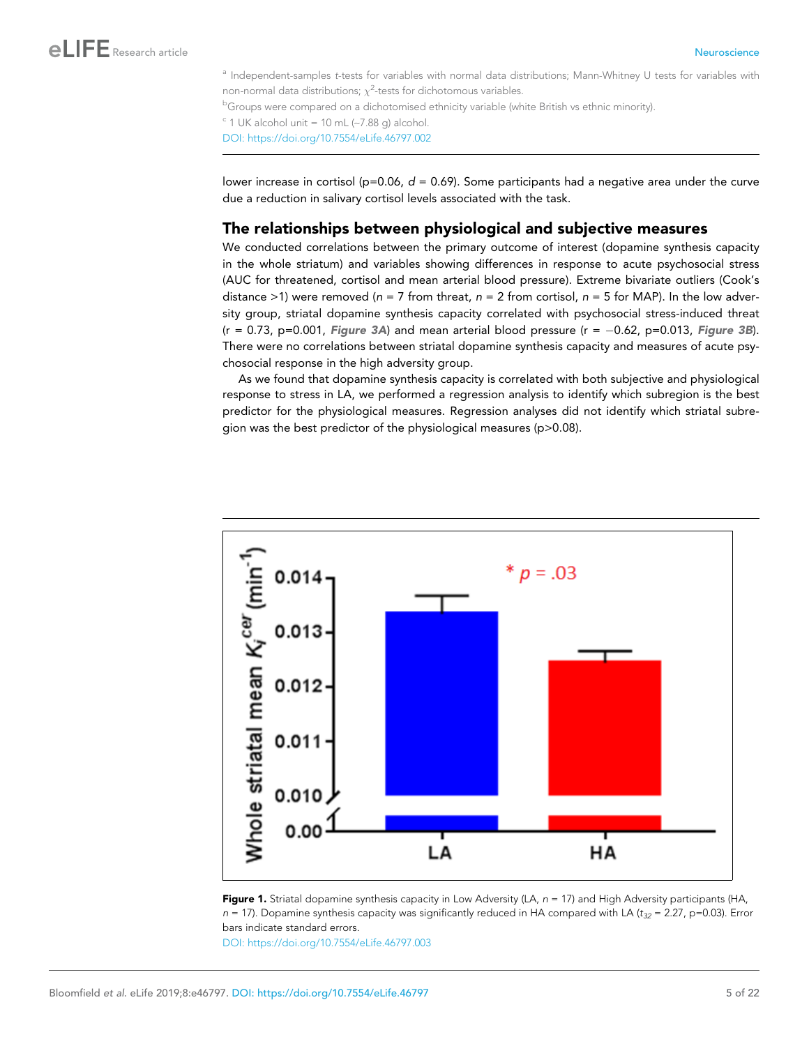[a] Independent-samples *t*-tests for variables with normal data distributions; Mann-Whitney U tests for variables with non-normal data distributions; $\chi^2$-tests for dichotomous variables.

[b]Groups were compared on a dichotomised ethnicity variable (white British vs ethnic minority).

[c] 1 UK alcohol unit = 10 mL (~7.88 g) alcohol.

DOI: https://doi.org/10.7554/eLife.46797.002

lower increase in cortisol (p=0.06, $d$ = 0.69). Some participants had a negative area under the curve due a reduction in salivary cortisol levels associated with the task.

## The relationships between physiological and subjective measures

We conducted correlations between the primary outcome of interest (dopamine synthesis capacity in the whole striatum) and variables showing differences in response to acute psychosocial stress (AUC for threatened, cortisol and mean arterial blood pressure). Extreme bivariate outliers (Cook's distance >1) were removed ($n$ = 7 from threat, $n$ = 2 from cortisol, $n$ = 5 for MAP). In the low adversity group, striatal dopamine synthesis capacity correlated with psychosocial stress-induced threat (r = 0.73, p=0.001, ***Figure 3A***) and mean arterial blood pressure (r = −0.62, p=0.013, ***Figure 3B***). There were no correlations between striatal dopamine synthesis capacity and measures of acute psychosocial response in the high adversity group.

As we found that dopamine synthesis capacity is correlated with both subjective and physiological response to stress in LA, we performed a regression analysis to identify which subregion is the best predictor for the physiological measures. Regression analyses did not identify which striatal subregion was the best predictor of the physiological measures (p>0.08).

**Figure 1.** Striatal dopamine synthesis capacity in Low Adversity (LA, $n$ = 17) and High Adversity participants (HA, $n$ = 17). Dopamine synthesis capacity was significantly reduced in HA compared with LA ($t_{32}$ = 2.27, p=0.03). Error bars indicate standard errors.

DOI: https://doi.org/10.7554/eLife.46797.003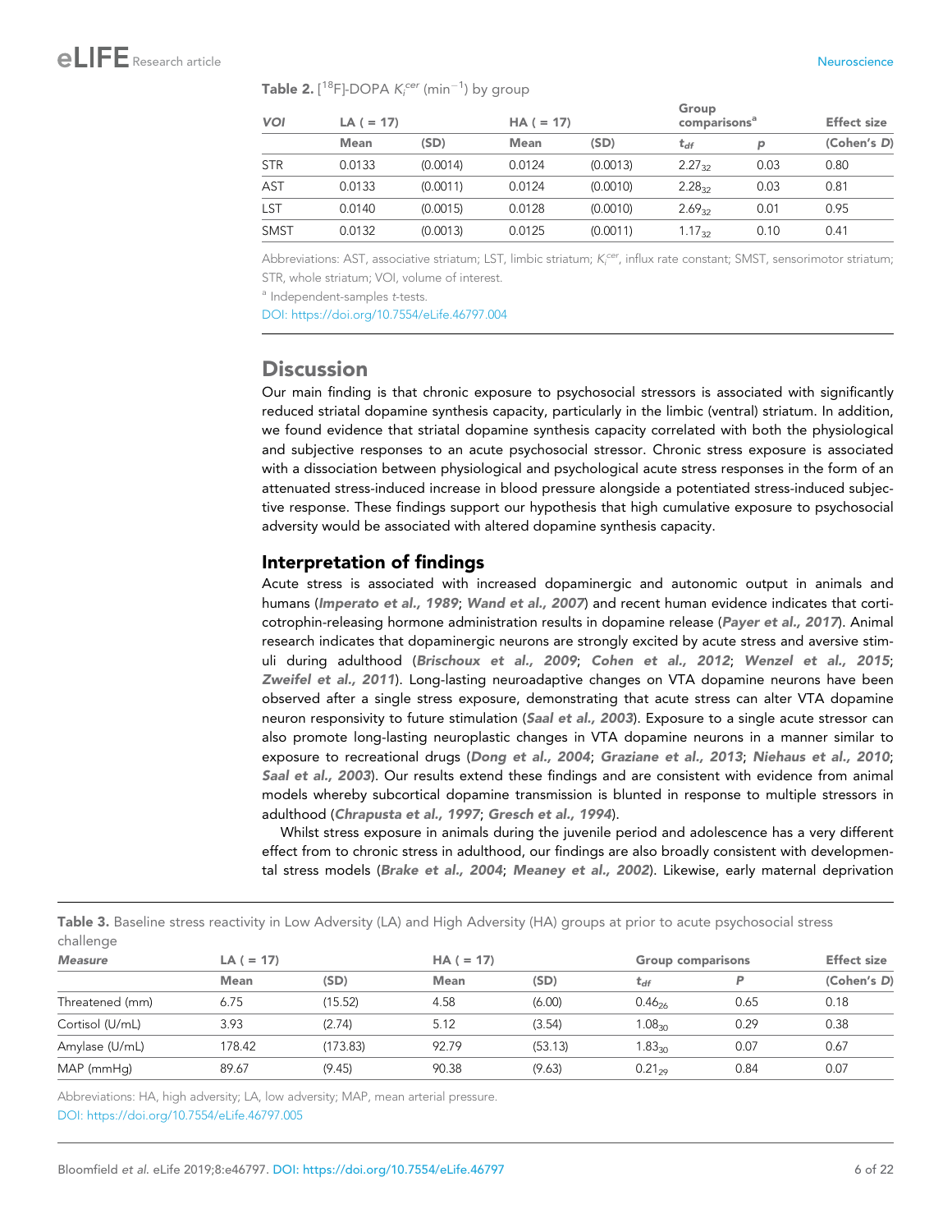**Table 2.** [$^{18}$F]-DOPA $K_i^{cer}$ (min$^{-1}$) by group

| VOI | LA ( = 17) | | HA ( = 17) | | Group comparisons[a] | | Effect size |
|---|---|---|---|---|---|---|---|
| | Mean | (SD) | Mean | (SD) | $t_{df}$ | p | (Cohen's D) |
| STR | 0.0133 | (0.0014) | 0.0124 | (0.0013) | $2.27_{32}$ | 0.03 | 0.80 |
| AST | 0.0133 | (0.0011) | 0.0124 | (0.0010) | $2.28_{32}$ | 0.03 | 0.81 |
| LST | 0.0140 | (0.0015) | 0.0128 | (0.0010) | $2.69_{32}$ | 0.01 | 0.95 |
| SMST | 0.0132 | (0.0013) | 0.0125 | (0.0011) | $1.17_{32}$ | 0.10 | 0.41 |

Abbreviations: AST, associative striatum; LST, limbic striatum; $K_i^{cer}$, influx rate constant; SMST, sensorimotor striatum; STR, whole striatum; VOI, volume of interest.

[a] Independent-samples t-tests.

DOI: https://doi.org/10.7554/eLife.46797.004

## Discussion

Our main finding is that chronic exposure to psychosocial stressors is associated with significantly reduced striatal dopamine synthesis capacity, particularly in the limbic (ventral) striatum. In addition, we found evidence that striatal dopamine synthesis capacity correlated with both the physiological and subjective responses to an acute psychosocial stressor. Chronic stress exposure is associated with a dissociation between physiological and psychological acute stress responses in the form of an attenuated stress-induced increase in blood pressure alongside a potentiated stress-induced subjective response. These findings support our hypothesis that high cumulative exposure to psychosocial adversity would be associated with altered dopamine synthesis capacity.

### Interpretation of findings

Acute stress is associated with increased dopaminergic and autonomic output in animals and humans (***Imperato et al., 1989***; ***Wand et al., 2007***) and recent human evidence indicates that corticotrophin-releasing hormone administration results in dopamine release (***Payer et al., 2017***). Animal research indicates that dopaminergic neurons are strongly excited by acute stress and aversive stimuli during adulthood (***Brischoux et al., 2009***; ***Cohen et al., 2012***; ***Wenzel et al., 2015***; ***Zweifel et al., 2011***). Long-lasting neuroadaptive changes on VTA dopamine neurons have been observed after a single stress exposure, demonstrating that acute stress can alter VTA dopamine neuron responsivity to future stimulation (***Saal et al., 2003***). Exposure to a single acute stressor can also promote long-lasting neuroplastic changes in VTA dopamine neurons in a manner similar to exposure to recreational drugs (***Dong et al., 2004***; ***Graziane et al., 2013***; ***Niehaus et al., 2010***; ***Saal et al., 2003***). Our results extend these findings and are consistent with evidence from animal models whereby subcortical dopamine transmission is blunted in response to multiple stressors in adulthood (***Chrapusta et al., 1997***; ***Gresch et al., 1994***).

Whilst stress exposure in animals during the juvenile period and adolescence has a very different effect from to chronic stress in adulthood, our findings are also broadly consistent with developmental stress models (***Brake et al., 2004***; ***Meaney et al., 2002***). Likewise, early maternal deprivation

**Table 3.** Baseline stress reactivity in Low Adversity (LA) and High Adversity (HA) groups at prior to acute psychosocial stress challenge

| Measure | LA ( = 17) | | HA ( = 17) | | Group comparisons | | Effect size |
|---|---|---|---|---|---|---|---|
| | Mean | (SD) | Mean | (SD) | $t_{df}$ | P | (Cohen's D) |
| Threatened (mm) | 6.75 | (15.52) | 4.58 | (6.00) | $0.46_{26}$ | 0.65 | 0.18 |
| Cortisol (U/mL) | 3.93 | (2.74) | 5.12 | (3.54) | $1.08_{30}$ | 0.29 | 0.38 |
| Amylase (U/mL) | 178.42 | (173.83) | 92.79 | (53.13) | $1.83_{30}$ | 0.07 | 0.67 |
| MAP (mmHg) | 89.67 | (9.45) | 90.38 | (9.63) | $0.21_{29}$ | 0.84 | 0.07 |

Abbreviations: HA, high adversity; LA, low adversity; MAP, mean arterial pressure.

DOI: https://doi.org/10.7554/eLife.46797.005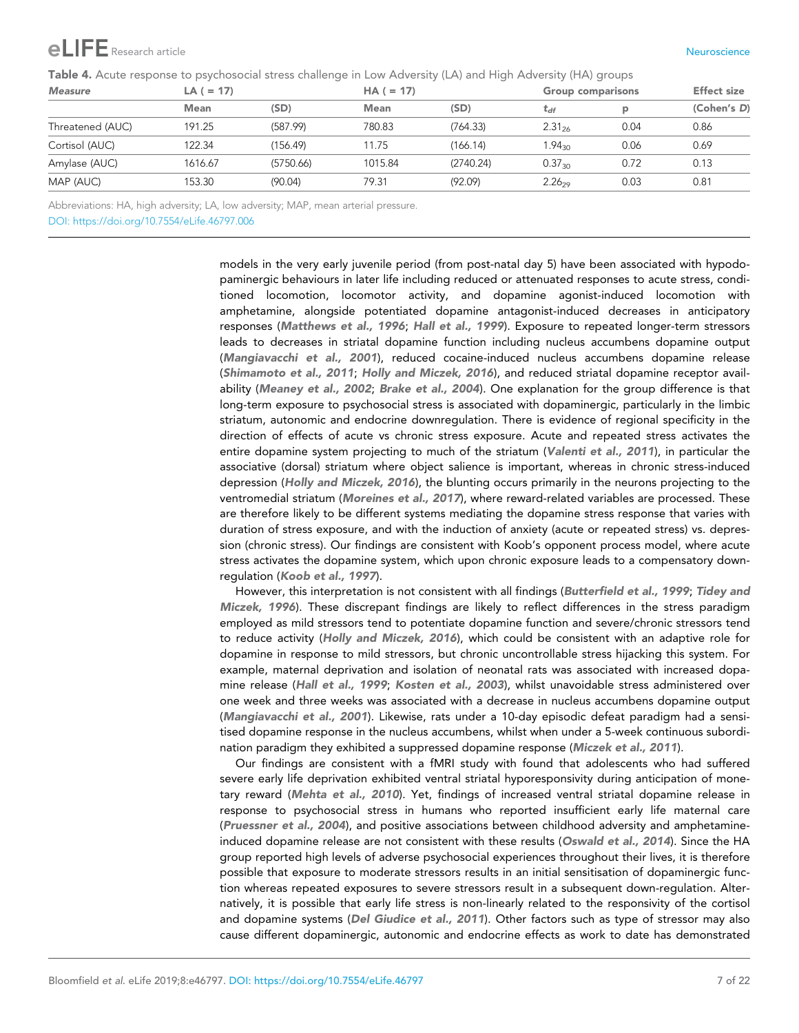**Table 4.** Acute response to psychosocial stress challenge in Low Adversity (LA) and High Adversity (HA) groups

| *Measure* | LA ( = 17) | | HA ( = 17) | | Group comparisons | | Effect size |
|---|---|---|---|---|---|---|---|
| | Mean | (SD) | Mean | (SD) | $t_{df}$ | p | (Cohen's *D*) |
| Threatened (AUC) | 191.25 | (587.99) | 780.83 | (764.33) | $2.31_{26}$ | 0.04 | 0.86 |
| Cortisol (AUC) | 122.34 | (156.49) | 11.75 | (166.14) | $1.94_{30}$ | 0.06 | 0.69 |
| Amylase (AUC) | 1616.67 | (5750.66) | 1015.84 | (2740.24) | $0.37_{30}$ | 0.72 | 0.13 |
| MAP (AUC) | 153.30 | (90.04) | 79.31 | (92.09) | $2.26_{29}$ | 0.03 | 0.81 |

Abbreviations: HA, high adversity; LA, low adversity; MAP, mean arterial pressure.
DOI: https://doi.org/10.7554/eLife.46797.006

models in the very early juvenile period (from post-natal day 5) have been associated with hypodopaminergic behaviours in later life including reduced or attenuated responses to acute stress, conditioned locomotion, locomotor activity, and dopamine agonist-induced locomotion with amphetamine, alongside potentiated dopamine antagonist-induced decreases in anticipatory responses (***Matthews et al., 1996***; ***Hall et al., 1999***). Exposure to repeated longer-term stressors leads to decreases in striatal dopamine function including nucleus accumbens dopamine output (***Mangiavacchi et al., 2001***), reduced cocaine-induced nucleus accumbens dopamine release (***Shimamoto et al., 2011***; ***Holly and Miczek, 2016***), and reduced striatal dopamine receptor availability (***Meaney et al., 2002***; ***Brake et al., 2004***). One explanation for the group difference is that long-term exposure to psychosocial stress is associated with dopaminergic, particularly in the limbic striatum, autonomic and endocrine downregulation. There is evidence of regional specificity in the direction of effects of acute vs chronic stress exposure. Acute and repeated stress activates the entire dopamine system projecting to much of the striatum (***Valenti et al., 2011***), in particular the associative (dorsal) striatum where object salience is important, whereas in chronic stress-induced depression (***Holly and Miczek, 2016***), the blunting occurs primarily in the neurons projecting to the ventromedial striatum (***Moreines et al., 2017***), where reward-related variables are processed. These are therefore likely to be different systems mediating the dopamine stress response that varies with duration of stress exposure, and with the induction of anxiety (acute or repeated stress) vs. depression (chronic stress). Our findings are consistent with Koob's opponent process model, where acute stress activates the dopamine system, which upon chronic exposure leads to a compensatory downregulation (***Koob et al., 1997***).

However, this interpretation is not consistent with all findings (***Butterfield et al., 1999***; ***Tidey and Miczek, 1996***). These discrepant findings are likely to reflect differences in the stress paradigm employed as mild stressors tend to potentiate dopamine function and severe/chronic stressors tend to reduce activity (***Holly and Miczek, 2016***), which could be consistent with an adaptive role for dopamine in response to mild stressors, but chronic uncontrollable stress hijacking this system. For example, maternal deprivation and isolation of neonatal rats was associated with increased dopamine release (***Hall et al., 1999***; ***Kosten et al., 2003***), whilst unavoidable stress administered over one week and three weeks was associated with a decrease in nucleus accumbens dopamine output (***Mangiavacchi et al., 2001***). Likewise, rats under a 10-day episodic defeat paradigm had a sensitised dopamine response in the nucleus accumbens, whilst when under a 5-week continuous subordination paradigm they exhibited a suppressed dopamine response (***Miczek et al., 2011***).

Our findings are consistent with a fMRI study with found that adolescents who had suffered severe early life deprivation exhibited ventral striatal hyporesponsivity during anticipation of monetary reward (***Mehta et al., 2010***). Yet, findings of increased ventral striatal dopamine release in response to psychosocial stress in humans who reported insufficient early life maternal care (***Pruessner et al., 2004***), and positive associations between childhood adversity and amphetamine-induced dopamine release are not consistent with these results (***Oswald et al., 2014***). Since the HA group reported high levels of adverse psychosocial experiences throughout their lives, it is therefore possible that exposure to moderate stressors results in an initial sensitisation of dopaminergic function whereas repeated exposures to severe stressors result in a subsequent down-regulation. Alternatively, it is possible that early life stress is non-linearly related to the responsivity of the cortisol and dopamine systems (***Del Giudice et al., 2011***). Other factors such as type of stressor may also cause different dopaminergic, autonomic and endocrine effects as work to date has demonstrated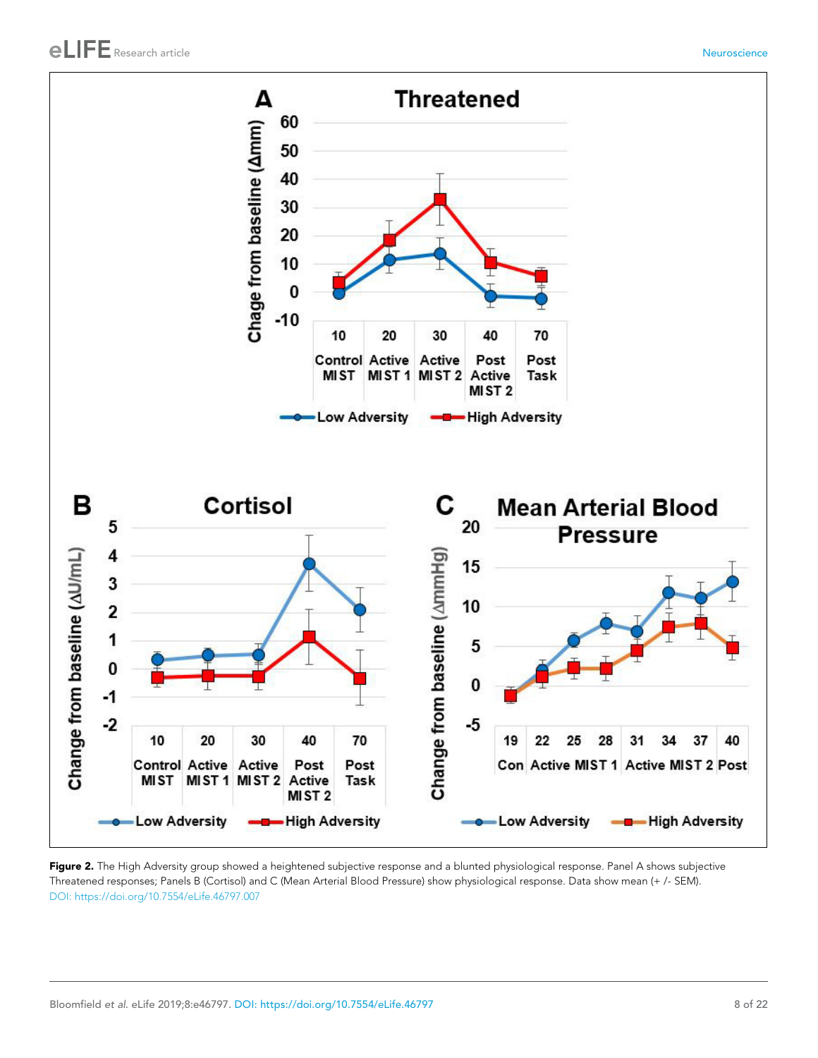**Figure 2.** The High Adversity group showed a heightened subjective response and a blunted physiological response. Panel A shows subjective Threatened responses; Panels B (Cortisol) and C (Mean Arterial Blood Pressure) show physiological response. Data show mean (+ /- SEM).
DOI: https://doi.org/10.7554/eLife.46797.007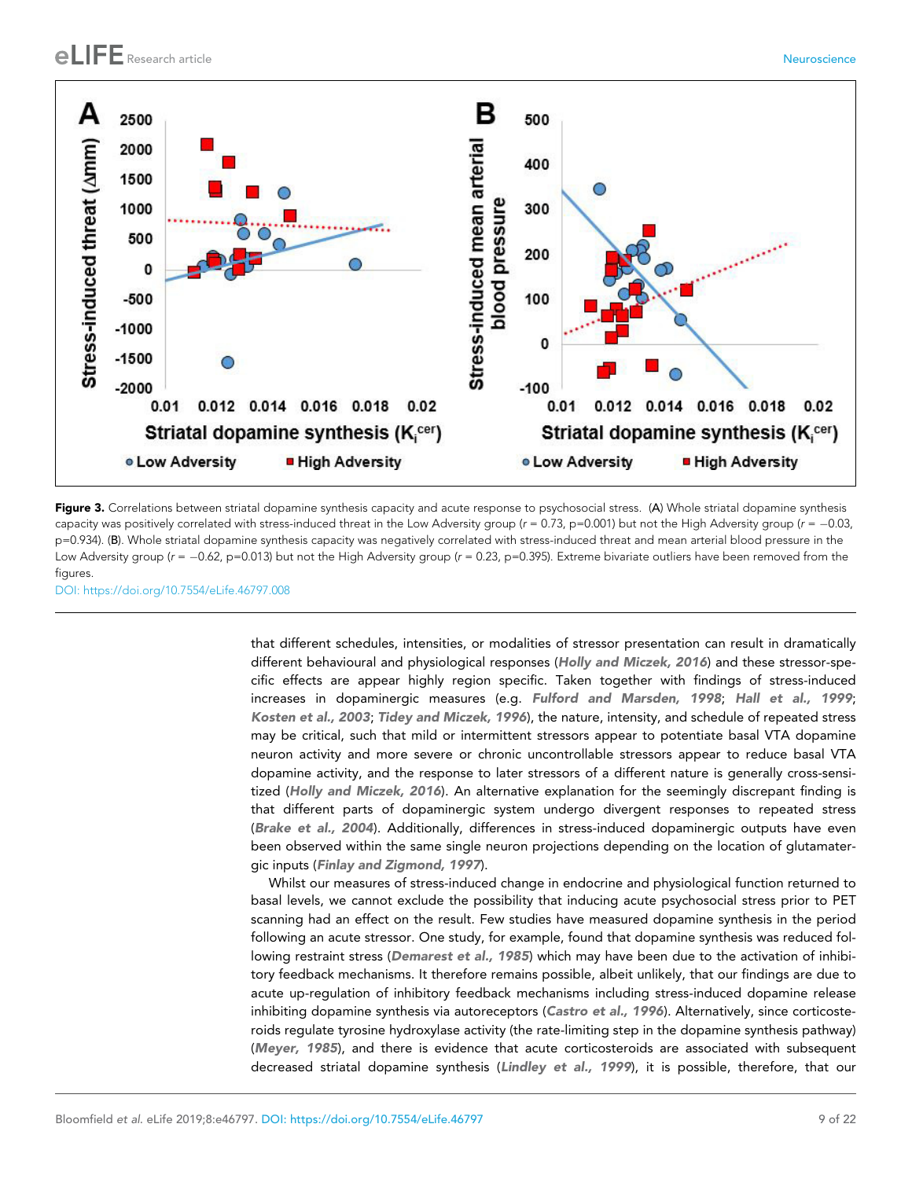**Figure 3.** Correlations between striatal dopamine synthesis capacity and acute response to psychosocial stress. (**A**) Whole striatal dopamine synthesis capacity was positively correlated with stress-induced threat in the Low Adversity group ($r$ = 0.73, p=0.001) but not the High Adversity group ($r$ = −0.03, p=0.934). (**B**). Whole striatal dopamine synthesis capacity was negatively correlated with stress-induced threat and mean arterial blood pressure in the Low Adversity group ($r$ = −0.62, p=0.013) but not the High Adversity group ($r$ = 0.23, p=0.395). Extreme bivariate outliers have been removed from the figures.

DOI: https://doi.org/10.7554/eLife.46797.008

that different schedules, intensities, or modalities of stressor presentation can result in dramatically different behavioural and physiological responses (*Holly and Miczek, 2016*) and these stressor-specific effects are appear highly region specific. Taken together with findings of stress-induced increases in dopaminergic measures (e.g. *Fulford and Marsden, 1998*; *Hall et al., 1999*; *Kosten et al., 2003*; *Tidey and Miczek, 1996*), the nature, intensity, and schedule of repeated stress may be critical, such that mild or intermittent stressors appear to potentiate basal VTA dopamine neuron activity and more severe or chronic uncontrollable stressors appear to reduce basal VTA dopamine activity, and the response to later stressors of a different nature is generally cross-sensitized (*Holly and Miczek, 2016*). An alternative explanation for the seemingly discrepant finding is that different parts of dopaminergic system undergo divergent responses to repeated stress (*Brake et al., 2004*). Additionally, differences in stress-induced dopaminergic outputs have even been observed within the same single neuron projections depending on the location of glutamatergic inputs (*Finlay and Zigmond, 1997*).

Whilst our measures of stress-induced change in endocrine and physiological function returned to basal levels, we cannot exclude the possibility that inducing acute psychosocial stress prior to PET scanning had an effect on the result. Few studies have measured dopamine synthesis in the period following an acute stressor. One study, for example, found that dopamine synthesis was reduced following restraint stress (*Demarest et al., 1985*) which may have been due to the activation of inhibitory feedback mechanisms. It therefore remains possible, albeit unlikely, that our findings are due to acute up-regulation of inhibitory feedback mechanisms including stress-induced dopamine release inhibiting dopamine synthesis via autoreceptors (*Castro et al., 1996*). Alternatively, since corticosteroids regulate tyrosine hydroxylase activity (the rate-limiting step in the dopamine synthesis pathway) (*Meyer, 1985*), and there is evidence that acute corticosteroids are associated with subsequent decreased striatal dopamine synthesis (*Lindley et al., 1999*), it is possible, therefore, that our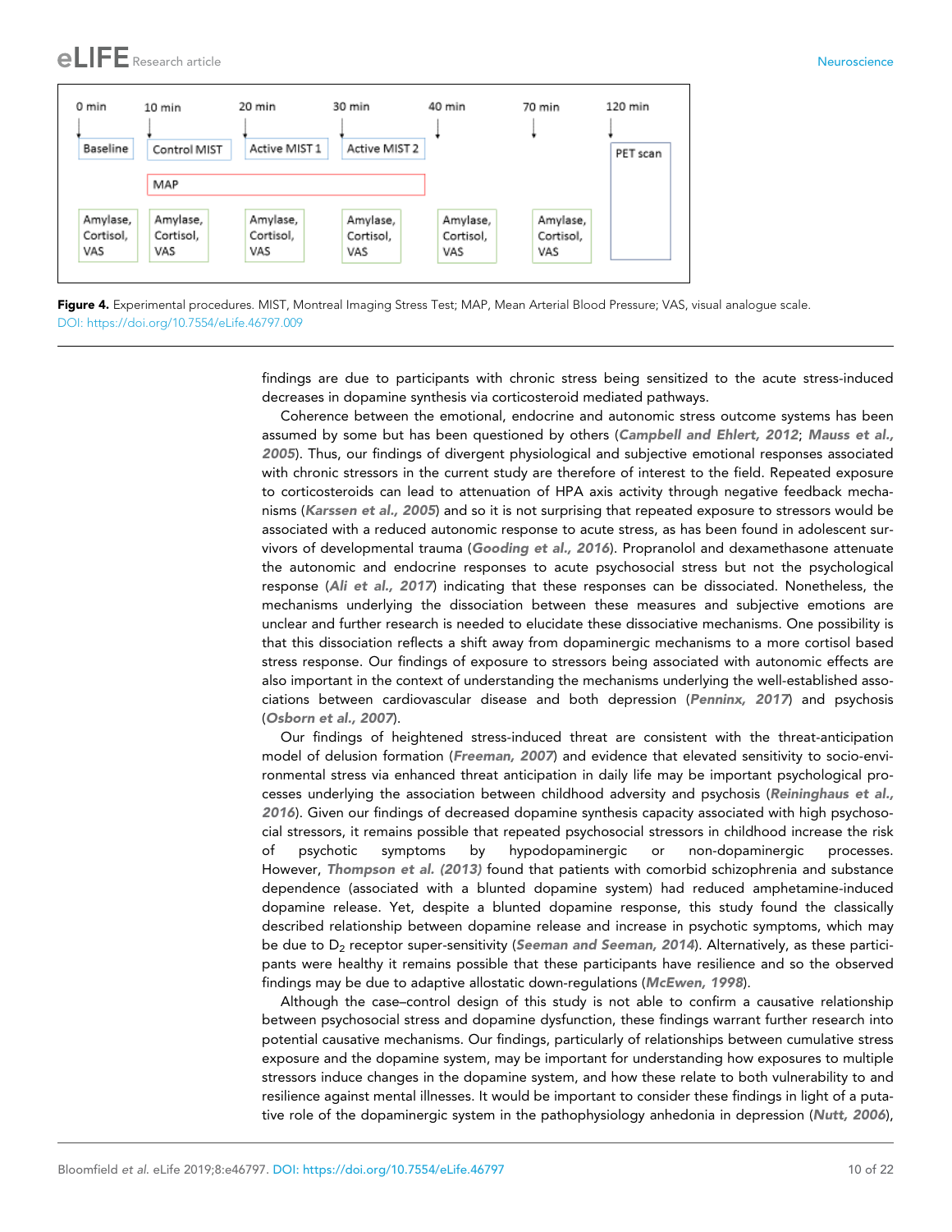**Figure 4.** Experimental procedures. MIST, Montreal Imaging Stress Test; MAP, Mean Arterial Blood Pressure; VAS, visual analogue scale.
DOI: https://doi.org/10.7554/eLife.46797.009

findings are due to participants with chronic stress being sensitized to the acute stress-induced decreases in dopamine synthesis via corticosteroid mediated pathways.

Coherence between the emotional, endocrine and autonomic stress outcome systems has been assumed by some but has been questioned by others (*Campbell and Ehlert, 2012*; *Mauss et al., 2005*). Thus, our findings of divergent physiological and subjective emotional responses associated with chronic stressors in the current study are therefore of interest to the field. Repeated exposure to corticosteroids can lead to attenuation of HPA axis activity through negative feedback mechanisms (*Karssen et al., 2005*) and so it is not surprising that repeated exposure to stressors would be associated with a reduced autonomic response to acute stress, as has been found in adolescent survivors of developmental trauma (*Gooding et al., 2016*). Propranolol and dexamethasone attenuate the autonomic and endocrine responses to acute psychosocial stress but not the psychological response (*Ali et al., 2017*) indicating that these responses can be dissociated. Nonetheless, the mechanisms underlying the dissociation between these measures and subjective emotions are unclear and further research is needed to elucidate these dissociative mechanisms. One possibility is that this dissociation reflects a shift away from dopaminergic mechanisms to a more cortisol based stress response. Our findings of exposure to stressors being associated with autonomic effects are also important in the context of understanding the mechanisms underlying the well-established associations between cardiovascular disease and both depression (*Penninx, 2017*) and psychosis (*Osborn et al., 2007*).

Our findings of heightened stress-induced threat are consistent with the threat-anticipation model of delusion formation (*Freeman, 2007*) and evidence that elevated sensitivity to socio-environmental stress via enhanced threat anticipation in daily life may be important psychological processes underlying the association between childhood adversity and psychosis (*Reininghaus et al., 2016*). Given our findings of decreased dopamine synthesis capacity associated with high psychosocial stressors, it remains possible that repeated psychosocial stressors in childhood increase the risk of psychotic symptoms by hypodopaminergic or non-dopaminergic processes. However, *Thompson et al. (2013)* found that patients with comorbid schizophrenia and substance dependence (associated with a blunted dopamine system) had reduced amphetamine-induced dopamine release. Yet, despite a blunted dopamine response, this study found the classically described relationship between dopamine release and increase in psychotic symptoms, which may be due to $D_2$ receptor super-sensitivity (*Seeman and Seeman, 2014*). Alternatively, as these participants were healthy it remains possible that these participants have resilience and so the observed findings may be due to adaptive allostatic down-regulations (*McEwen, 1998*).

Although the case–control design of this study is not able to confirm a causative relationship between psychosocial stress and dopamine dysfunction, these findings warrant further research into potential causative mechanisms. Our findings, particularly of relationships between cumulative stress exposure and the dopamine system, may be important for understanding how exposures to multiple stressors induce changes in the dopamine system, and how these relate to both vulnerability to and resilience against mental illnesses. It would be important to consider these findings in light of a putative role of the dopaminergic system in the pathophysiology anhedonia in depression (*Nutt, 2006*),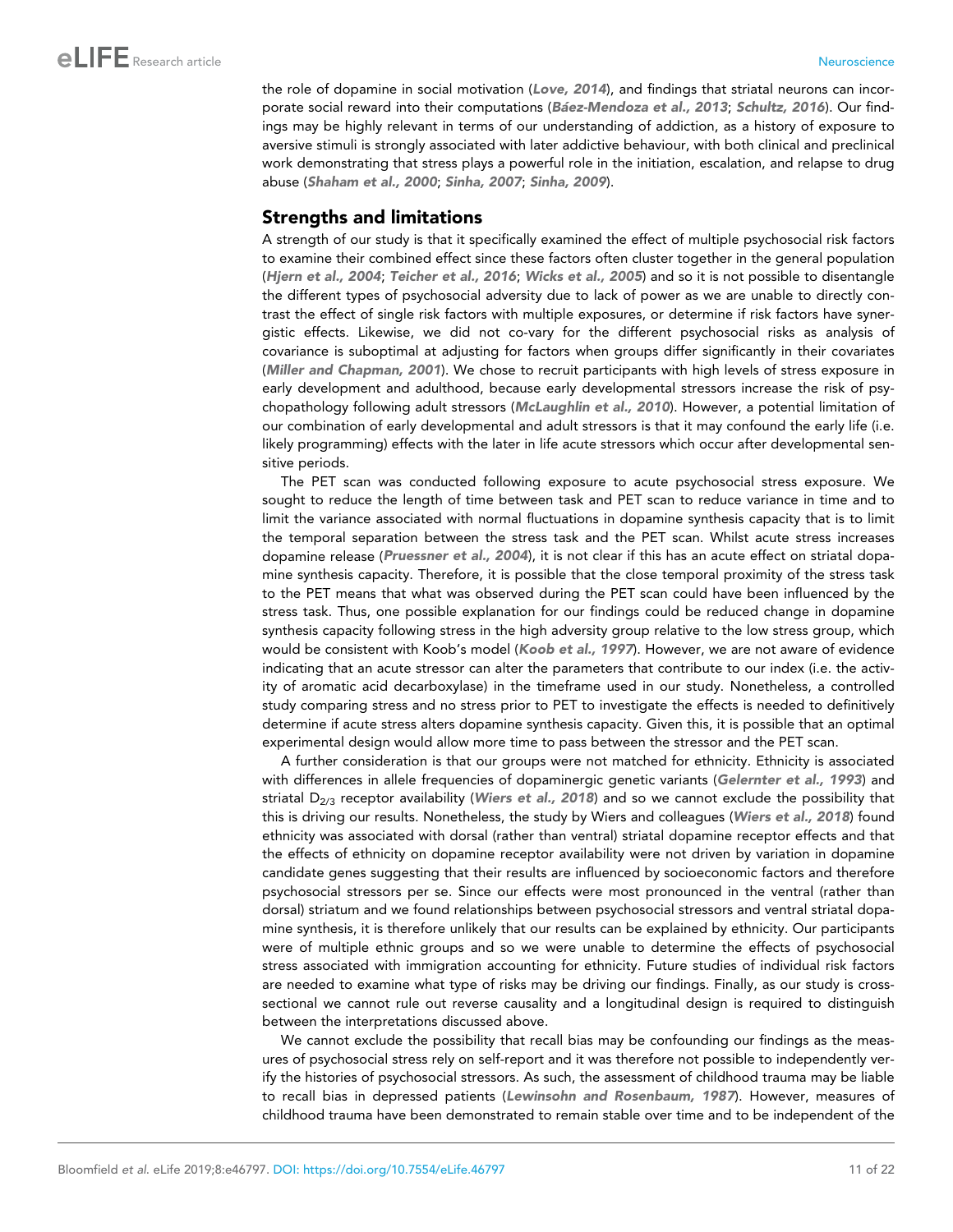the role of dopamine in social motivation (*Love, 2014*), and findings that striatal neurons can incorporate social reward into their computations (*Báez-Mendoza et al., 2013*; *Schultz, 2016*). Our findings may be highly relevant in terms of our understanding of addiction, as a history of exposure to aversive stimuli is strongly associated with later addictive behaviour, with both clinical and preclinical work demonstrating that stress plays a powerful role in the initiation, escalation, and relapse to drug abuse (*Shaham et al., 2000*; *Sinha, 2007*; *Sinha, 2009*).

## Strengths and limitations

A strength of our study is that it specifically examined the effect of multiple psychosocial risk factors to examine their combined effect since these factors often cluster together in the general population (*Hjern et al., 2004*; *Teicher et al., 2016*; *Wicks et al., 2005*) and so it is not possible to disentangle the different types of psychosocial adversity due to lack of power as we are unable to directly contrast the effect of single risk factors with multiple exposures, or determine if risk factors have synergistic effects. Likewise, we did not co-vary for the different psychosocial risks as analysis of covariance is suboptimal at adjusting for factors when groups differ significantly in their covariates (*Miller and Chapman, 2001*). We chose to recruit participants with high levels of stress exposure in early development and adulthood, because early developmental stressors increase the risk of psychopathology following adult stressors (*McLaughlin et al., 2010*). However, a potential limitation of our combination of early developmental and adult stressors is that it may confound the early life (i.e. likely programming) effects with the later in life acute stressors which occur after developmental sensitive periods.

The PET scan was conducted following exposure to acute psychosocial stress exposure. We sought to reduce the length of time between task and PET scan to reduce variance in time and to limit the variance associated with normal fluctuations in dopamine synthesis capacity that is to limit the temporal separation between the stress task and the PET scan. Whilst acute stress increases dopamine release (*Pruessner et al., 2004*), it is not clear if this has an acute effect on striatal dopamine synthesis capacity. Therefore, it is possible that the close temporal proximity of the stress task to the PET means that what was observed during the PET scan could have been influenced by the stress task. Thus, one possible explanation for our findings could be reduced change in dopamine synthesis capacity following stress in the high adversity group relative to the low stress group, which would be consistent with Koob's model (*Koob et al., 1997*). However, we are not aware of evidence indicating that an acute stressor can alter the parameters that contribute to our index (i.e. the activity of aromatic acid decarboxylase) in the timeframe used in our study. Nonetheless, a controlled study comparing stress and no stress prior to PET to investigate the effects is needed to definitively determine if acute stress alters dopamine synthesis capacity. Given this, it is possible that an optimal experimental design would allow more time to pass between the stressor and the PET scan.

A further consideration is that our groups were not matched for ethnicity. Ethnicity is associated with differences in allele frequencies of dopaminergic genetic variants (*Gelernter et al., 1993*) and striatal $D_{2/3}$ receptor availability (*Wiers et al., 2018*) and so we cannot exclude the possibility that this is driving our results. Nonetheless, the study by Wiers and colleagues (*Wiers et al., 2018*) found ethnicity was associated with dorsal (rather than ventral) striatal dopamine receptor effects and that the effects of ethnicity on dopamine receptor availability were not driven by variation in dopamine candidate genes suggesting that their results are influenced by socioeconomic factors and therefore psychosocial stressors per se. Since our effects were most pronounced in the ventral (rather than dorsal) striatum and we found relationships between psychosocial stressors and ventral striatal dopamine synthesis, it is therefore unlikely that our results can be explained by ethnicity. Our participants were of multiple ethnic groups and so we were unable to determine the effects of psychosocial stress associated with immigration accounting for ethnicity. Future studies of individual risk factors are needed to examine what type of risks may be driving our findings. Finally, as our study is cross-sectional we cannot rule out reverse causality and a longitudinal design is required to distinguish between the interpretations discussed above.

We cannot exclude the possibility that recall bias may be confounding our findings as the measures of psychosocial stress rely on self-report and it was therefore not possible to independently verify the histories of psychosocial stressors. As such, the assessment of childhood trauma may be liable to recall bias in depressed patients (*Lewinsohn and Rosenbaum, 1987*). However, measures of childhood trauma have been demonstrated to remain stable over time and to be independent of the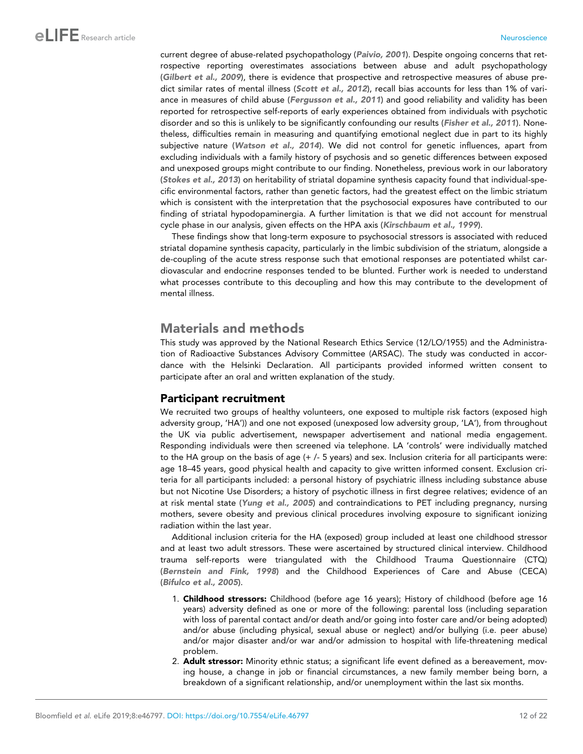current degree of abuse-related psychopathology (*Paivio, 2001*). Despite ongoing concerns that retrospective reporting overestimates associations between abuse and adult psychopathology (*Gilbert et al., 2009*), there is evidence that prospective and retrospective measures of abuse predict similar rates of mental illness (*Scott et al., 2012*), recall bias accounts for less than 1% of variance in measures of child abuse (*Fergusson et al., 2011*) and good reliability and validity has been reported for retrospective self-reports of early experiences obtained from individuals with psychotic disorder and so this is unlikely to be significantly confounding our results (*Fisher et al., 2011*). Nonetheless, difficulties remain in measuring and quantifying emotional neglect due in part to its highly subjective nature (*Watson et al., 2014*). We did not control for genetic influences, apart from excluding individuals with a family history of psychosis and so genetic differences between exposed and unexposed groups might contribute to our finding. Nonetheless, previous work in our laboratory (*Stokes et al., 2013*) on heritability of striatal dopamine synthesis capacity found that individual-specific environmental factors, rather than genetic factors, had the greatest effect on the limbic striatum which is consistent with the interpretation that the psychosocial exposures have contributed to our finding of striatal hypodopaminergia. A further limitation is that we did not account for menstrual cycle phase in our analysis, given effects on the HPA axis (*Kirschbaum et al., 1999*).

These findings show that long-term exposure to psychosocial stressors is associated with reduced striatal dopamine synthesis capacity, particularly in the limbic subdivision of the striatum, alongside a de-coupling of the acute stress response such that emotional responses are potentiated whilst cardiovascular and endocrine responses tended to be blunted. Further work is needed to understand what processes contribute to this decoupling and how this may contribute to the development of mental illness.

## Materials and methods

This study was approved by the National Research Ethics Service (12/LO/1955) and the Administration of Radioactive Substances Advisory Committee (ARSAC). The study was conducted in accordance with the Helsinki Declaration. All participants provided informed written consent to participate after an oral and written explanation of the study.

### Participant recruitment

We recruited two groups of healthy volunteers, one exposed to multiple risk factors (exposed high adversity group, 'HA')) and one not exposed (unexposed low adversity group, 'LA'), from throughout the UK via public advertisement, newspaper advertisement and national media engagement. Responding individuals were then screened via telephone. LA 'controls' were individually matched to the HA group on the basis of age (+ /- 5 years) and sex. Inclusion criteria for all participants were: age 18–45 years, good physical health and capacity to give written informed consent. Exclusion criteria for all participants included: a personal history of psychiatric illness including substance abuse but not Nicotine Use Disorders; a history of psychotic illness in first degree relatives; evidence of an at risk mental state (*Yung et al., 2005*) and contraindications to PET including pregnancy, nursing mothers, severe obesity and previous clinical procedures involving exposure to significant ionizing radiation within the last year.

Additional inclusion criteria for the HA (exposed) group included at least one childhood stressor and at least two adult stressors. These were ascertained by structured clinical interview. Childhood trauma self-reports were triangulated with the Childhood Trauma Questionnaire (CTQ) (*Bernstein and Fink, 1998*) and the Childhood Experiences of Care and Abuse (CECA) (*Bifulco et al., 2005*).

1. **Childhood stressors:** Childhood (before age 16 years); History of childhood (before age 16 years) adversity defined as one or more of the following: parental loss (including separation with loss of parental contact and/or death and/or going into foster care and/or being adopted) and/or abuse (including physical, sexual abuse or neglect) and/or bullying (i.e. peer abuse) and/or major disaster and/or war and/or admission to hospital with life-threatening medical problem.
2. **Adult stressor:** Minority ethnic status; a significant life event defined as a bereavement, moving house, a change in job or financial circumstances, a new family member being born, a breakdown of a significant relationship, and/or unemployment within the last six months.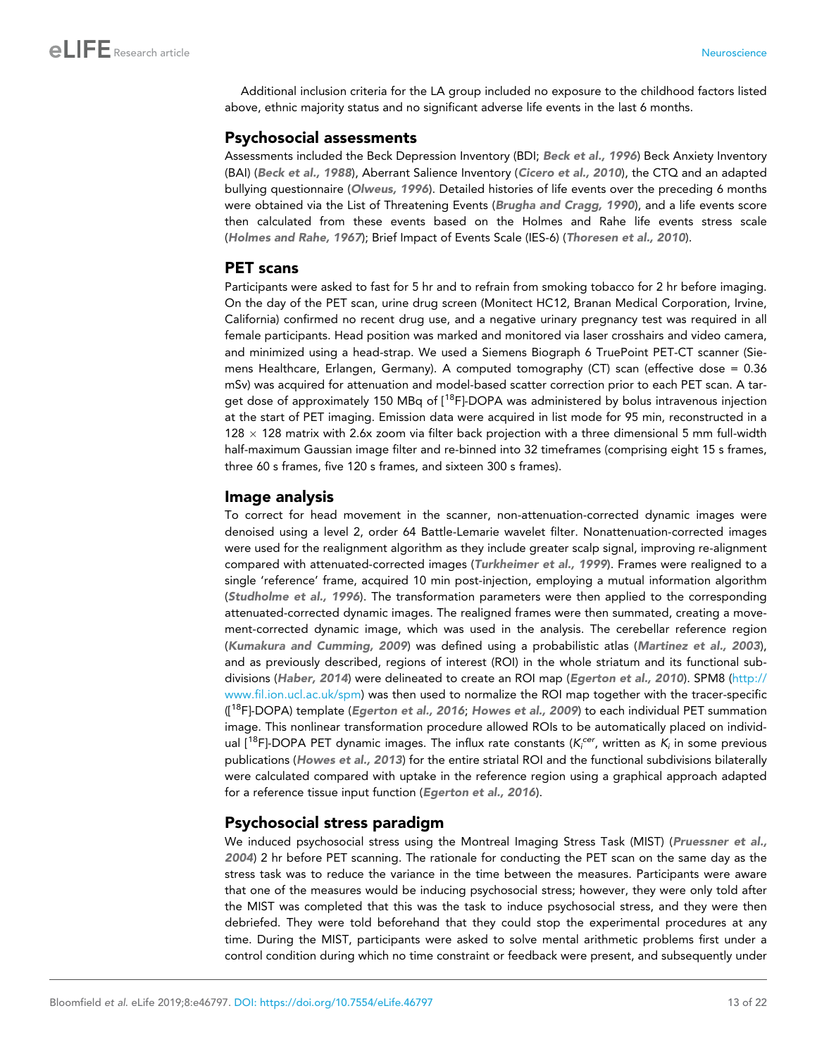Additional inclusion criteria for the LA group included no exposure to the childhood factors listed above, ethnic majority status and no significant adverse life events in the last 6 months.

## Psychosocial assessments

Assessments included the Beck Depression Inventory (BDI; *Beck et al., 1996*) Beck Anxiety Inventory (BAI) (*Beck et al., 1988*), Aberrant Salience Inventory (*Cicero et al., 2010*), the CTQ and an adapted bullying questionnaire (*Olweus, 1996*). Detailed histories of life events over the preceding 6 months were obtained via the List of Threatening Events (*Brugha and Cragg, 1990*), and a life events score then calculated from these events based on the Holmes and Rahe life events stress scale (*Holmes and Rahe, 1967*); Brief Impact of Events Scale (IES-6) (*Thoresen et al., 2010*).

## PET scans

Participants were asked to fast for 5 hr and to refrain from smoking tobacco for 2 hr before imaging. On the day of the PET scan, urine drug screen (Monitect HC12, Branan Medical Corporation, Irvine, California) confirmed no recent drug use, and a negative urinary pregnancy test was required in all female participants. Head position was marked and monitored via laser crosshairs and video camera, and minimized using a head-strap. We used a Siemens Biograph 6 TruePoint PET-CT scanner (Siemens Healthcare, Erlangen, Germany). A computed tomography (CT) scan (effective dose = 0.36 mSv) was acquired for attenuation and model-based scatter correction prior to each PET scan. A target dose of approximately 150 MBq of [$^{18}$F]-DOPA was administered by bolus intravenous injection at the start of PET imaging. Emission data were acquired in list mode for 95 min, reconstructed in a 128 × 128 matrix with 2.6x zoom via filter back projection with a three dimensional 5 mm full-width half-maximum Gaussian image filter and re-binned into 32 timeframes (comprising eight 15 s frames, three 60 s frames, five 120 s frames, and sixteen 300 s frames).

## Image analysis

To correct for head movement in the scanner, non-attenuation-corrected dynamic images were denoised using a level 2, order 64 Battle-Lemarie wavelet filter. Nonattenuation-corrected images were used for the realignment algorithm as they include greater scalp signal, improving re-alignment compared with attenuated-corrected images (*Turkheimer et al., 1999*). Frames were realigned to a single 'reference' frame, acquired 10 min post-injection, employing a mutual information algorithm (*Studholme et al., 1996*). The transformation parameters were then applied to the corresponding attenuated-corrected dynamic images. The realigned frames were then summated, creating a movement-corrected dynamic image, which was used in the analysis. The cerebellar reference region (*Kumakura and Cumming, 2009*) was defined using a probabilistic atlas (*Martinez et al., 2003*), and as previously described, regions of interest (ROI) in the whole striatum and its functional subdivisions (*Haber, 2014*) were delineated to create an ROI map (*Egerton et al., 2010*). SPM8 (http://www.fil.ion.ucl.ac.uk/spm) was then used to normalize the ROI map together with the tracer-specific ([$^{18}$F]-DOPA) template (*Egerton et al., 2016*; *Howes et al., 2009*) to each individual PET summation image. This nonlinear transformation procedure allowed ROIs to be automatically placed on individual [$^{18}$F]-DOPA PET dynamic images. The influx rate constants ($K_i^{cer}$, written as $K_i$ in some previous publications (*Howes et al., 2013*) for the entire striatal ROI and the functional subdivisions bilaterally were calculated compared with uptake in the reference region using a graphical approach adapted for a reference tissue input function (*Egerton et al., 2016*).

## Psychosocial stress paradigm

We induced psychosocial stress using the Montreal Imaging Stress Task (MIST) (*Pruessner et al., 2004*) 2 hr before PET scanning. The rationale for conducting the PET scan on the same day as the stress task was to reduce the variance in the time between the measures. Participants were aware that one of the measures would be inducing psychosocial stress; however, they were only told after the MIST was completed that this was the task to induce psychosocial stress, and they were then debriefed. They were told beforehand that they could stop the experimental procedures at any time. During the MIST, participants were asked to solve mental arithmetic problems first under a control condition during which no time constraint or feedback were present, and subsequently under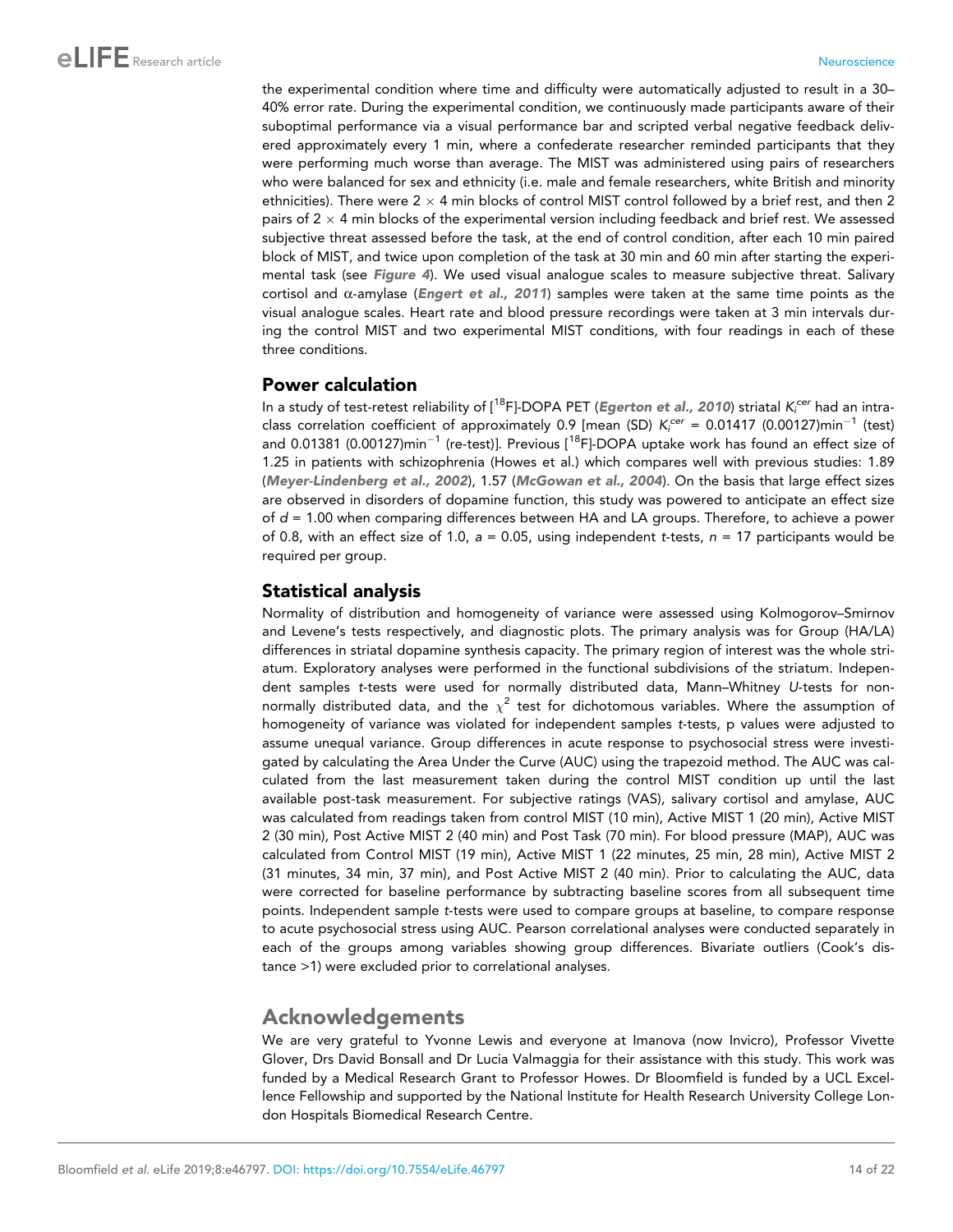the experimental condition where time and difficulty were automatically adjusted to result in a 30–40% error rate. During the experimental condition, we continuously made participants aware of their suboptimal performance via a visual performance bar and scripted verbal negative feedback delivered approximately every 1 min, where a confederate researcher reminded participants that they were performing much worse than average. The MIST was administered using pairs of researchers who were balanced for sex and ethnicity (i.e. male and female researchers, white British and minority ethnicities). There were 2 × 4 min blocks of control MIST control followed by a brief rest, and then 2 pairs of 2 × 4 min blocks of the experimental version including feedback and brief rest. We assessed subjective threat assessed before the task, at the end of control condition, after each 10 min paired block of MIST, and twice upon completion of the task at 30 min and 60 min after starting the experimental task (see ***Figure 4***). We used visual analogue scales to measure subjective threat. Salivary cortisol and α-amylase (***Engert et al., 2011***) samples were taken at the same time points as the visual analogue scales. Heart rate and blood pressure recordings were taken at 3 min intervals during the control MIST and two experimental MIST conditions, with four readings in each of these three conditions.

## Power calculation

In a study of test-retest reliability of [$^{18}$F]-DOPA PET (***Egerton et al., 2010***) striatal $K_i^{cer}$ had an intraclass correlation coefficient of approximately 0.9 [mean (SD) $K_i^{cer}$ = 0.01417 (0.00127)min$^{-1}$ (test) and 0.01381 (0.00127)min$^{-1}$ (re-test)]. Previous [$^{18}$F]-DOPA uptake work has found an effect size of 1.25 in patients with schizophrenia (Howes et al.) which compares well with previous studies: 1.89 (***Meyer-Lindenberg et al., 2002***), 1.57 (***McGowan et al., 2004***). On the basis that large effect sizes are observed in disorders of dopamine function, this study was powered to anticipate an effect size of $d$ = 1.00 when comparing differences between HA and LA groups. Therefore, to achieve a power of 0.8, with an effect size of 1.0, $a$ = 0.05, using independent $t$-tests, $n$ = 17 participants would be required per group.

## Statistical analysis

Normality of distribution and homogeneity of variance were assessed using Kolmogorov–Smirnov and Levene's tests respectively, and diagnostic plots. The primary analysis was for Group (HA/LA) differences in striatal dopamine synthesis capacity. The primary region of interest was the whole striatum. Exploratory analyses were performed in the functional subdivisions of the striatum. Independent samples $t$-tests were used for normally distributed data, Mann–Whitney $U$-tests for non-normally distributed data, and the $\chi^2$ test for dichotomous variables. Where the assumption of homogeneity of variance was violated for independent samples $t$-tests, p values were adjusted to assume unequal variance. Group differences in acute response to psychosocial stress were investigated by calculating the Area Under the Curve (AUC) using the trapezoid method. The AUC was calculated from the last measurement taken during the control MIST condition up until the last available post-task measurement. For subjective ratings (VAS), salivary cortisol and amylase, AUC was calculated from readings taken from control MIST (10 min), Active MIST 1 (20 min), Active MIST 2 (30 min), Post Active MIST 2 (40 min) and Post Task (70 min). For blood pressure (MAP), AUC was calculated from Control MIST (19 min), Active MIST 1 (22 minutes, 25 min, 28 min), Active MIST 2 (31 minutes, 34 min, 37 min), and Post Active MIST 2 (40 min). Prior to calculating the AUC, data were corrected for baseline performance by subtracting baseline scores from all subsequent time points. Independent sample $t$-tests were used to compare groups at baseline, to compare response to acute psychosocial stress using AUC. Pearson correlational analyses were conducted separately in each of the groups among variables showing group differences. Bivariate outliers (Cook's distance >1) were excluded prior to correlational analyses.

# Acknowledgements

We are very grateful to Yvonne Lewis and everyone at Imanova (now Invicro), Professor Vivette Glover, Drs David Bonsall and Dr Lucia Valmaggia for their assistance with this study. This work was funded by a Medical Research Grant to Professor Howes. Dr Bloomfield is funded by a UCL Excellence Fellowship and supported by the National Institute for Health Research University College London Hospitals Biomedical Research Centre.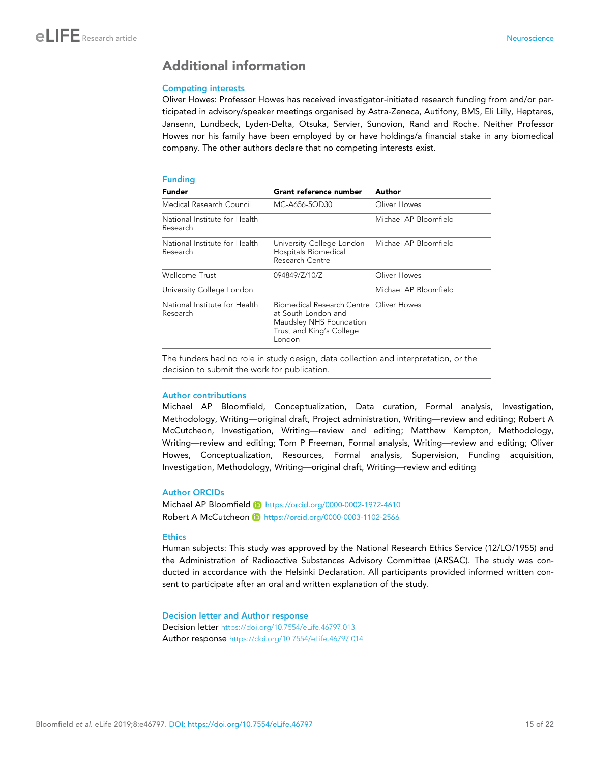## Additional information

### Competing interests

Oliver Howes: Professor Howes has received investigator-initiated research funding from and/or participated in advisory/speaker meetings organised by Astra-Zeneca, Autifony, BMS, Eli Lilly, Heptares, Jansenn, Lundbeck, Lyden-Delta, Otsuka, Servier, Sunovion, Rand and Roche. Neither Professor Howes nor his family have been employed by or have holdings/a financial stake in any biomedical company. The other authors declare that no competing interests exist.

### Funding

| Funder | Grant reference number | Author |
|---|---|---|
| Medical Research Council | MC-A656-5QD30 | Oliver Howes |
| National Institute for Health Research | | Michael AP Bloomfield |
| National Institute for Health Research | University College London Hospitals Biomedical Research Centre | Michael AP Bloomfield |
| Wellcome Trust | 094849/Z/10/Z | Oliver Howes |
| University College London | | Michael AP Bloomfield |
| National Institute for Health Research | Biomedical Research Centre at South London and Maudsley NHS Foundation Trust and King's College London | Oliver Howes |

The funders had no role in study design, data collection and interpretation, or the decision to submit the work for publication.

### Author contributions

Michael AP Bloomfield, Conceptualization, Data curation, Formal analysis, Investigation, Methodology, Writing—original draft, Project administration, Writing—review and editing; Robert A McCutcheon, Investigation, Writing—review and editing; Matthew Kempton, Methodology, Writing—review and editing; Tom P Freeman, Formal analysis, Writing—review and editing; Oliver Howes, Conceptualization, Resources, Formal analysis, Supervision, Funding acquisition, Investigation, Methodology, Writing—original draft, Writing—review and editing

### Author ORCIDs

Michael AP Bloomfield https://orcid.org/0000-0002-1972-4610
Robert A McCutcheon https://orcid.org/0000-0003-1102-2566

### Ethics

Human subjects: This study was approved by the National Research Ethics Service (12/LO/1955) and the Administration of Radioactive Substances Advisory Committee (ARSAC). The study was conducted in accordance with the Helsinki Declaration. All participants provided informed written consent to participate after an oral and written explanation of the study.

### Decision letter and Author response

Decision letter https://doi.org/10.7554/eLife.46797.013
Author response https://doi.org/10.7554/eLife.46797.014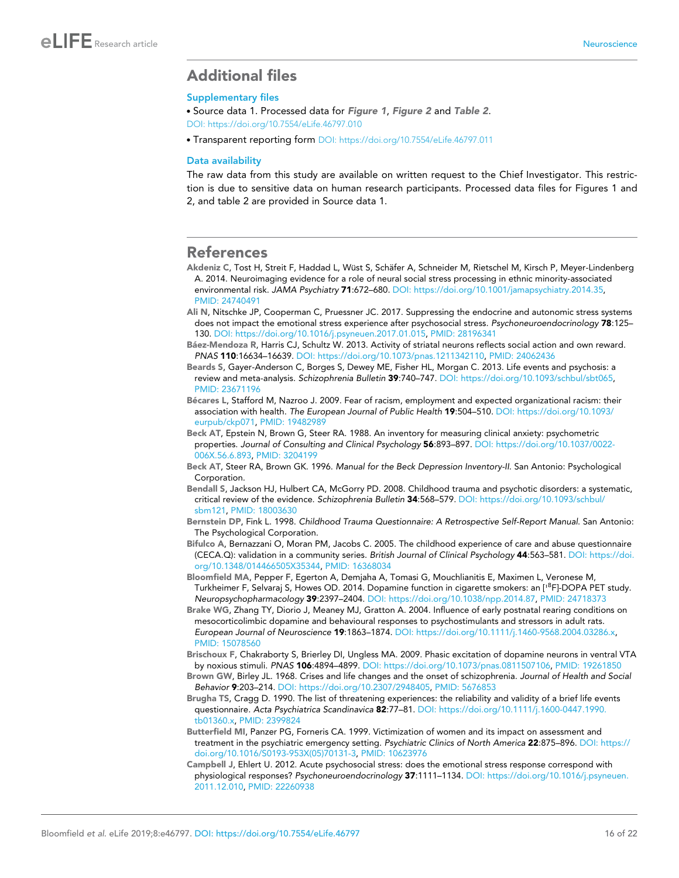## Additional files

### Supplementary files

- Source data 1. Processed data for *Figure 1*, *Figure 2* and *Table 2*.
DOI: https://doi.org/10.7554/eLife.46797.010

- Transparent reporting form DOI: https://doi.org/10.7554/eLife.46797.011

### Data availability

The raw data from this study are available on written request to the Chief Investigator. This restriction is due to sensitive data on human research participants. Processed data files for Figures 1 and 2, and table 2 are provided in Source data 1.

## References

**Akdeniz C**, Tost H, Streit F, Haddad L, Wüst S, Schäfer A, Schneider M, Rietschel M, Kirsch P, Meyer-Lindenberg A. 2014. Neuroimaging evidence for a role of neural social stress processing in ethnic minority-associated environmental risk. *JAMA Psychiatry* **71**:672–680. DOI: https://doi.org/10.1001/jamapsychiatry.2014.35, PMID: 24740491

**Ali N**, Nitschke JP, Cooperman C, Pruessner JC. 2017. Suppressing the endocrine and autonomic stress systems does not impact the emotional stress experience after psychosocial stress. *Psychoneuroendocrinology* **78**:125–130. DOI: https://doi.org/10.1016/j.psyneuen.2017.01.015, PMID: 28196341

**Báez-Mendoza R**, Harris CJ, Schultz W. 2013. Activity of striatal neurons reflects social action and own reward. *PNAS* **110**:16634–16639. DOI: https://doi.org/10.1073/pnas.1211342110, PMID: 24062436

**Beards S**, Gayer-Anderson C, Borges S, Dewey ME, Fisher HL, Morgan C. 2013. Life events and psychosis: a review and meta-analysis. *Schizophrenia Bulletin* **39**:740–747. DOI: https://doi.org/10.1093/schbul/sbt065, PMID: 23671196

**Bécares L**, Stafford M, Nazroo J. 2009. Fear of racism, employment and expected organizational racism: their association with health. *The European Journal of Public Health* **19**:504–510. DOI: https://doi.org/10.1093/eurpub/ckp071, PMID: 19482989

**Beck AT**, Epstein N, Brown G, Steer RA. 1988. An inventory for measuring clinical anxiety: psychometric properties. *Journal of Consulting and Clinical Psychology* **56**:893–897. DOI: https://doi.org/10.1037/0022-006X.56.6.893, PMID: 3204199

**Beck AT**, Steer RA, Brown GK. 1996. *Manual for the Beck Depression Inventory-II*. San Antonio: Psychological Corporation.

**Bendall S**, Jackson HJ, Hulbert CA, McGorry PD. 2008. Childhood trauma and psychotic disorders: a systematic, critical review of the evidence. *Schizophrenia Bulletin* **34**:568–579. DOI: https://doi.org/10.1093/schbul/sbm121, PMID: 18003630

**Bernstein DP**, Fink L. 1998. *Childhood Trauma Questionnaire: A Retrospective Self-Report Manual*. San Antonio: The Psychological Corporation.

**Bifulco A**, Bernazzani O, Moran PM, Jacobs C. 2005. The childhood experience of care and abuse questionnaire (CECA.Q): validation in a community series. *British Journal of Clinical Psychology* **44**:563–581. DOI: https://doi.org/10.1348/014466505X35344, PMID: 16368034

**Bloomfield MA**, Pepper F, Egerton A, Demjaha A, Tomasi G, Mouchlianitis E, Maximen L, Veronese M, Turkheimer F, Selvaraj S, Howes OD. 2014. Dopamine function in cigarette smokers: an [$^{18}$F]-DOPA PET study. *Neuropsychopharmacology* **39**:2397–2404. DOI: https://doi.org/10.1038/npp.2014.87, PMID: 24718373

**Brake WG**, Zhang TY, Diorio J, Meaney MJ, Gratton A. 2004. Influence of early postnatal rearing conditions on mesocorticolimbic dopamine and behavioural responses to psychostimulants and stressors in adult rats. *European Journal of Neuroscience* **19**:1863–1874. DOI: https://doi.org/10.1111/j.1460-9568.2004.03286.x, PMID: 15078560

**Brischoux F**, Chakraborty S, Brierley DI, Ungless MA. 2009. Phasic excitation of dopamine neurons in ventral VTA by noxious stimuli. *PNAS* **106**:4894–4899. DOI: https://doi.org/10.1073/pnas.0811507106, PMID: 19261850

**Brown GW**, Birley JL. 1968. Crises and life changes and the onset of schizophrenia. *Journal of Health and Social Behavior* **9**:203–214. DOI: https://doi.org/10.2307/2948405, PMID: 5676853

**Brugha TS**, Cragg D. 1990. The list of threatening experiences: the reliability and validity of a brief life events questionnaire. *Acta Psychiatrica Scandinavica* **82**:77–81. DOI: https://doi.org/10.1111/j.1600-0447.1990.tb01360.x, PMID: 2399824

**Butterfield MI**, Panzer PG, Forneris CA. 1999. Victimization of women and its impact on assessment and treatment in the psychiatric emergency setting. *Psychiatric Clinics of North America* **22**:875–896. DOI: https://doi.org/10.1016/S0193-953X(05)70131-3, PMID: 10623976

**Campbell J**, Ehlert U. 2012. Acute psychosocial stress: does the emotional stress response correspond with physiological responses? *Psychoneuroendocrinology* **37**:1111–1134. DOI: https://doi.org/10.1016/j.psyneuen.2011.12.010, PMID: 22260938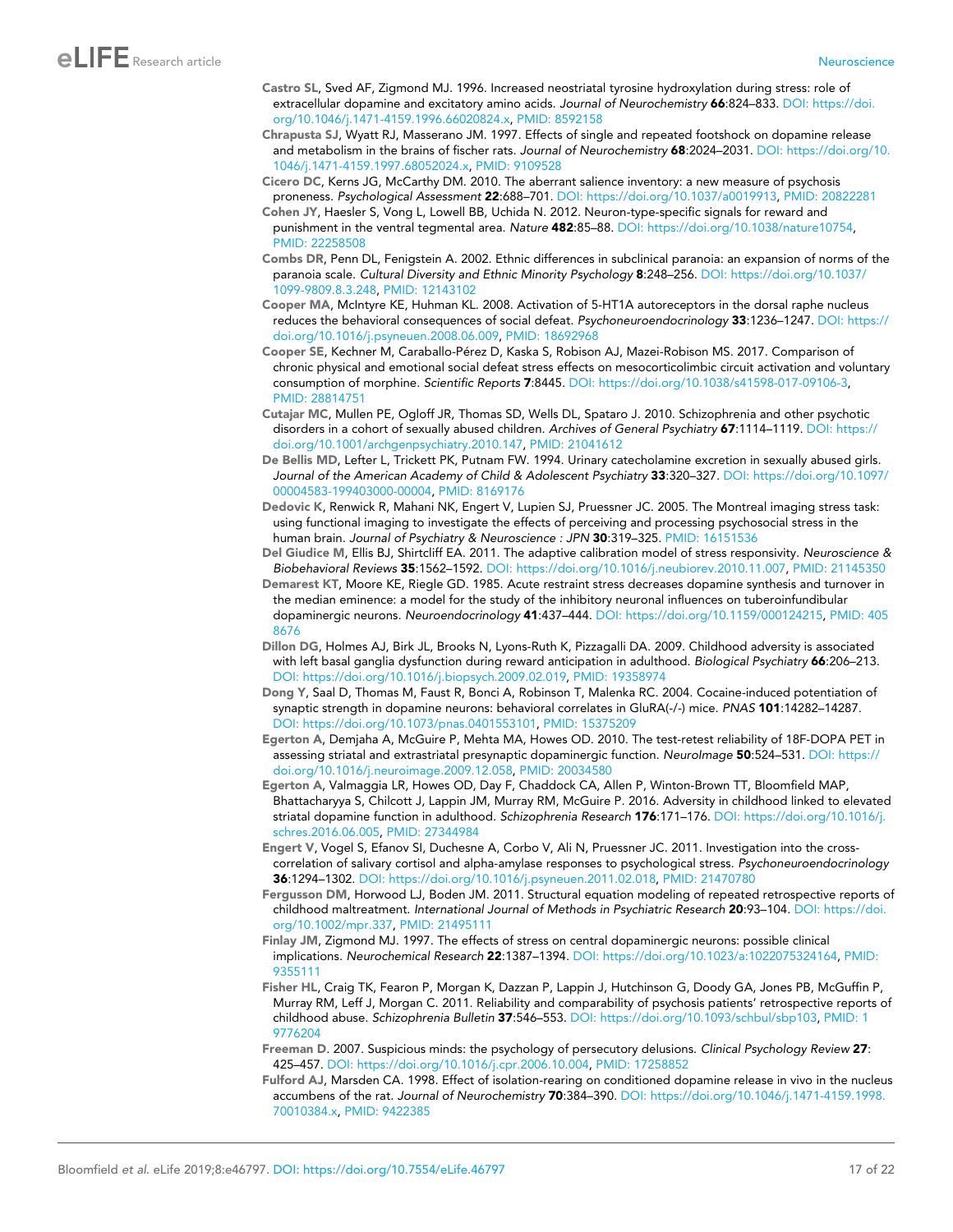Castro SL, Sved AF, Zigmond MJ. 1996. Increased neostriatal tyrosine hydroxylation during stress: role of extracellular dopamine and excitatory amino acids. *Journal of Neurochemistry* **66**:824–833. DOI: https://doi.org/10.1046/j.1471-4159.1996.66020824.x, PMID: 8592158

Chrapusta SJ, Wyatt RJ, Masserano JM. 1997. Effects of single and repeated footshock on dopamine release and metabolism in the brains of fischer rats. *Journal of Neurochemistry* **68**:2024–2031. DOI: https://doi.org/10.1046/j.1471-4159.1997.68052024.x, PMID: 9109528

Cicero DC, Kerns JG, McCarthy DM. 2010. The aberrant salience inventory: a new measure of psychosis proneness. *Psychological Assessment* **22**:688–701. DOI: https://doi.org/10.1037/a0019913, PMID: 20822281

Cohen JY, Haesler S, Vong L, Lowell BB, Uchida N. 2012. Neuron-type-specific signals for reward and punishment in the ventral tegmental area. *Nature* **482**:85–88. DOI: https://doi.org/10.1038/nature10754, PMID: 22258508

Combs DR, Penn DL, Fenigstein A. 2002. Ethnic differences in subclinical paranoia: an expansion of norms of the paranoia scale. *Cultural Diversity and Ethnic Minority Psychology* **8**:248–256. DOI: https://doi.org/10.1037/1099-9809.8.3.248, PMID: 12143102

Cooper MA, McIntyre KE, Huhman KL. 2008. Activation of 5-HT1A autoreceptors in the dorsal raphe nucleus reduces the behavioral consequences of social defeat. *Psychoneuroendocrinology* **33**:1236–1247. DOI: https://doi.org/10.1016/j.psyneuen.2008.06.009, PMID: 18692968

Cooper SE, Kechner M, Caraballo-Pérez D, Kaska S, Robison AJ, Mazei-Robison MS. 2017. Comparison of chronic physical and emotional social defeat stress effects on mesocorticolimbic circuit activation and voluntary consumption of morphine. *Scientific Reports* **7**:8445. DOI: https://doi.org/10.1038/s41598-017-09106-3, PMID: 28814751

Cutajar MC, Mullen PE, Ogloff JR, Thomas SD, Wells DL, Spataro J. 2010. Schizophrenia and other psychotic disorders in a cohort of sexually abused children. *Archives of General Psychiatry* **67**:1114–1119. DOI: https://doi.org/10.1001/archgenpsychiatry.2010.147, PMID: 21041612

De Bellis MD, Lefter L, Trickett PK, Putnam FW. 1994. Urinary catecholamine excretion in sexually abused girls. *Journal of the American Academy of Child & Adolescent Psychiatry* **33**:320–327. DOI: https://doi.org/10.1097/00004583-199403000-00004, PMID: 8169176

Dedovic K, Renwick R, Mahani NK, Engert V, Lupien SJ, Pruessner JC. 2005. The Montreal imaging stress task: using functional imaging to investigate the effects of perceiving and processing psychosocial stress in the human brain. *Journal of Psychiatry & Neuroscience : JPN* **30**:319–325. PMID: 16151536

Del Giudice M, Ellis BJ, Shirtcliff EA. 2011. The adaptive calibration model of stress responsivity. *Neuroscience & Biobehavioral Reviews* **35**:1562–1592. DOI: https://doi.org/10.1016/j.neubiorev.2010.11.007, PMID: 21145350

Demarest KT, Moore KE, Riegle GD. 1985. Acute restraint stress decreases dopamine synthesis and turnover in the median eminence: a model for the study of the inhibitory neuronal influences on tuberoinfundibular dopaminergic neurons. *Neuroendocrinology* **41**:437–444. DOI: https://doi.org/10.1159/000124215, PMID: 4058676

Dillon DG, Holmes AJ, Birk JL, Brooks N, Lyons-Ruth K, Pizzagalli DA. 2009. Childhood adversity is associated with left basal ganglia dysfunction during reward anticipation in adulthood. *Biological Psychiatry* **66**:206–213. DOI: https://doi.org/10.1016/j.biopsych.2009.02.019, PMID: 19358974

Dong Y, Saal D, Thomas M, Faust R, Bonci A, Robinson T, Malenka RC. 2004. Cocaine-induced potentiation of synaptic strength in dopamine neurons: behavioral correlates in GluRA(-/-) mice. *PNAS* **101**:14282–14287. DOI: https://doi.org/10.1073/pnas.0401553101, PMID: 15375209

Egerton A, Demjaha A, McGuire P, Mehta MA, Howes OD. 2010. The test-retest reliability of 18F-DOPA PET in assessing striatal and extrastriatal presynaptic dopaminergic function. *NeuroImage* **50**:524–531. DOI: https://doi.org/10.1016/j.neuroimage.2009.12.058, PMID: 20034580

Egerton A, Valmaggia LR, Howes OD, Day F, Chaddock CA, Allen P, Winton-Brown TT, Bloomfield MAP, Bhattacharyya S, Chilcott J, Lappin JM, Murray RM, McGuire P. 2016. Adversity in childhood linked to elevated striatal dopamine function in adulthood. *Schizophrenia Research* **176**:171–176. DOI: https://doi.org/10.1016/j.schres.2016.06.005, PMID: 27344984

Engert V, Vogel S, Efanov SI, Duchesne A, Corbo V, Ali N, Pruessner JC. 2011. Investigation into the cross-correlation of salivary cortisol and alpha-amylase responses to psychological stress. *Psychoneuroendocrinology* **36**:1294–1302. DOI: https://doi.org/10.1016/j.psyneuen.2011.02.018, PMID: 21470780

Fergusson DM, Horwood LJ, Boden JM. 2011. Structural equation modeling of repeated retrospective reports of childhood maltreatment. *International Journal of Methods in Psychiatric Research* **20**:93–104. DOI: https://doi.org/10.1002/mpr.337, PMID: 21495111

Finlay JM, Zigmond MJ. 1997. The effects of stress on central dopaminergic neurons: possible clinical implications. *Neurochemical Research* **22**:1387–1394. DOI: https://doi.org/10.1023/a:1022075324164, PMID: 9355111

Fisher HL, Craig TK, Fearon P, Morgan K, Dazzan P, Lappin J, Hutchinson G, Doody GA, Jones PB, McGuffin P, Murray RM, Leff J, Morgan C. 2011. Reliability and comparability of psychosis patients' retrospective reports of childhood abuse. *Schizophrenia Bulletin* **37**:546–553. DOI: https://doi.org/10.1093/schbul/sbp103, PMID: 19776204

Freeman D. 2007. Suspicious minds: the psychology of persecutory delusions. *Clinical Psychology Review* **27**:425–457. DOI: https://doi.org/10.1016/j.cpr.2006.10.004, PMID: 17258852

Fulford AJ, Marsden CA. 1998. Effect of isolation-rearing on conditioned dopamine release in vivo in the nucleus accumbens of the rat. *Journal of Neurochemistry* **70**:384–390. DOI: https://doi.org/10.1046/j.1471-4159.1998.70010384.x, PMID: 9422385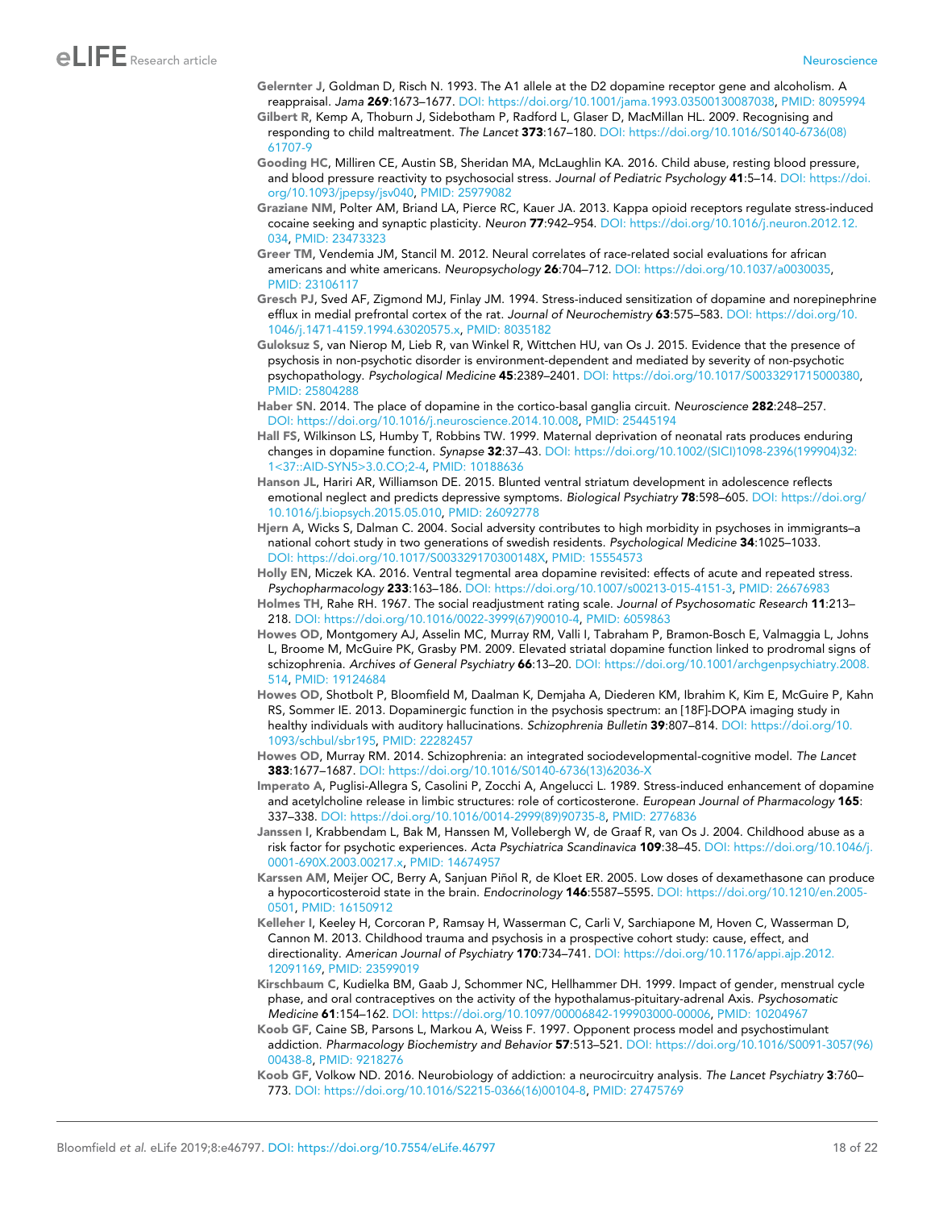Gelernter J, Goldman D, Risch N. 1993. The A1 allele at the D2 dopamine receptor gene and alcoholism. A reappraisal. *Jama* **269**:1673–1677. DOI: https://doi.org/10.1001/jama.1993.03500130087038, PMID: 8095994

Gilbert R, Kemp A, Thoburn J, Sidebotham P, Radford L, Glaser D, MacMillan HL. 2009. Recognising and responding to child maltreatment. *The Lancet* **373**:167–180. DOI: https://doi.org/10.1016/S0140-6736(08)61707-9

Gooding HC, Milliren CE, Austin SB, Sheridan MA, McLaughlin KA. 2016. Child abuse, resting blood pressure, and blood pressure reactivity to psychosocial stress. *Journal of Pediatric Psychology* **41**:5–14. DOI: https://doi.org/10.1093/jpepsy/jsv040, PMID: 25979082

Graziane NM, Polter AM, Briand LA, Pierce RC, Kauer JA. 2013. Kappa opioid receptors regulate stress-induced cocaine seeking and synaptic plasticity. *Neuron* **77**:942–954. DOI: https://doi.org/10.1016/j.neuron.2012.12.034, PMID: 23473323

Greer TM, Vendemia JM, Stancil M. 2012. Neural correlates of race-related social evaluations for african americans and white americans. *Neuropsychology* **26**:704–712. DOI: https://doi.org/10.1037/a0030035, PMID: 23106117

Gresch PJ, Sved AF, Zigmond MJ, Finlay JM. 1994. Stress-induced sensitization of dopamine and norepinephrine efflux in medial prefrontal cortex of the rat. *Journal of Neurochemistry* **63**:575–583. DOI: https://doi.org/10.1046/j.1471-4159.1994.63020575.x, PMID: 8035182

Guloksuz S, van Nierop M, Lieb R, van Winkel R, Wittchen HU, van Os J. 2015. Evidence that the presence of psychosis in non-psychotic disorder is environment-dependent and mediated by severity of non-psychotic psychopathology. *Psychological Medicine* **45**:2389–2401. DOI: https://doi.org/10.1017/S0033291715000380, PMID: 25804288

Haber SN. 2014. The place of dopamine in the cortico-basal ganglia circuit. *Neuroscience* **282**:248–257. DOI: https://doi.org/10.1016/j.neuroscience.2014.10.008, PMID: 25445194

Hall FS, Wilkinson LS, Humby T, Robbins TW. 1999. Maternal deprivation of neonatal rats produces enduring changes in dopamine function. *Synapse* **32**:37–43. DOI: https://doi.org/10.1002/(SICI)1098-2396(199904)32:1<37::AID-SYN5>3.0.CO;2-4, PMID: 10188636

Hanson JL, Hariri AR, Williamson DE. 2015. Blunted ventral striatum development in adolescence reflects emotional neglect and predicts depressive symptoms. *Biological Psychiatry* **78**:598–605. DOI: https://doi.org/10.1016/j.biopsych.2015.05.010, PMID: 26092778

Hjern A, Wicks S, Dalman C. 2004. Social adversity contributes to high morbidity in psychoses in immigrants–a national cohort study in two generations of swedish residents. *Psychological Medicine* **34**:1025–1033. DOI: https://doi.org/10.1017/S003329170300148X, PMID: 15554573

Holly EN, Miczek KA. 2016. Ventral tegmental area dopamine revisited: effects of acute and repeated stress. *Psychopharmacology* **233**:163–186. DOI: https://doi.org/10.1007/s00213-015-4151-3, PMID: 26676983

Holmes TH, Rahe RH. 1967. The social readjustment rating scale. *Journal of Psychosomatic Research* **11**:213–218. DOI: https://doi.org/10.1016/0022-3999(67)90010-4, PMID: 6059863

Howes OD, Montgomery AJ, Asselin MC, Murray RM, Valli I, Tabraham P, Bramon-Bosch E, Valmaggia L, Johns L, Broome M, McGuire PK, Grasby PM. 2009. Elevated striatal dopamine function linked to prodromal signs of schizophrenia. *Archives of General Psychiatry* **66**:13–20. DOI: https://doi.org/10.1001/archgenpsychiatry.2008.514, PMID: 19124684

Howes OD, Shotbolt P, Bloomfield M, Daalman K, Demjaha A, Diederen KM, Ibrahim K, Kim E, McGuire P, Kahn RS, Sommer IE. 2013. Dopaminergic function in the psychosis spectrum: an [18F]-DOPA imaging study in healthy individuals with auditory hallucinations. *Schizophrenia Bulletin* **39**:807–814. DOI: https://doi.org/10.1093/schbul/sbr195, PMID: 22282457

Howes OD, Murray RM. 2014. Schizophrenia: an integrated sociodevelopmental-cognitive model. *The Lancet* **383**:1677–1687. DOI: https://doi.org/10.1016/S0140-6736(13)62036-X

Imperato A, Puglisi-Allegra S, Casolini P, Zocchi A, Angelucci L. 1989. Stress-induced enhancement of dopamine and acetylcholine release in limbic structures: role of corticosterone. *European Journal of Pharmacology* **165**:337–338. DOI: https://doi.org/10.1016/0014-2999(89)90735-8, PMID: 2776836

Janssen I, Krabbendam L, Bak M, Hanssen M, Vollebergh W, de Graaf R, van Os J. 2004. Childhood abuse as a risk factor for psychotic experiences. *Acta Psychiatrica Scandinavica* **109**:38–45. DOI: https://doi.org/10.1046/j.0001-690X.2003.00217.x, PMID: 14674957

Karssen AM, Meijer OC, Berry A, Sanjuan Piñol R, de Kloet ER. 2005. Low doses of dexamethasone can produce a hypocorticosteroid state in the brain. *Endocrinology* **146**:5587–5595. DOI: https://doi.org/10.1210/en.2005-0501, PMID: 16150912

Kelleher I, Keeley H, Corcoran P, Ramsay H, Wasserman C, Carli V, Sarchiapone M, Hoven C, Wasserman D, Cannon M. 2013. Childhood trauma and psychosis in a prospective cohort study: cause, effect, and directionality. *American Journal of Psychiatry* **170**:734–741. DOI: https://doi.org/10.1176/appi.ajp.2012.12091169, PMID: 23599019

Kirschbaum C, Kudielka BM, Gaab J, Schommer NC, Hellhammer DH. 1999. Impact of gender, menstrual cycle phase, and oral contraceptives on the activity of the hypothalamus-pituitary-adrenal Axis. *Psychosomatic Medicine* **61**:154–162. DOI: https://doi.org/10.1097/00006842-199903000-00006, PMID: 10204967

Koob GF, Caine SB, Parsons L, Markou A, Weiss F. 1997. Opponent process model and psychostimulant addiction. *Pharmacology Biochemistry and Behavior* **57**:513–521. DOI: https://doi.org/10.1016/S0091-3057(96)00438-8, PMID: 9218276

Koob GF, Volkow ND. 2016. Neurobiology of addiction: a neurocircuitry analysis. *The Lancet Psychiatry* **3**:760–773. DOI: https://doi.org/10.1016/S2215-0366(16)00104-8, PMID: 27475769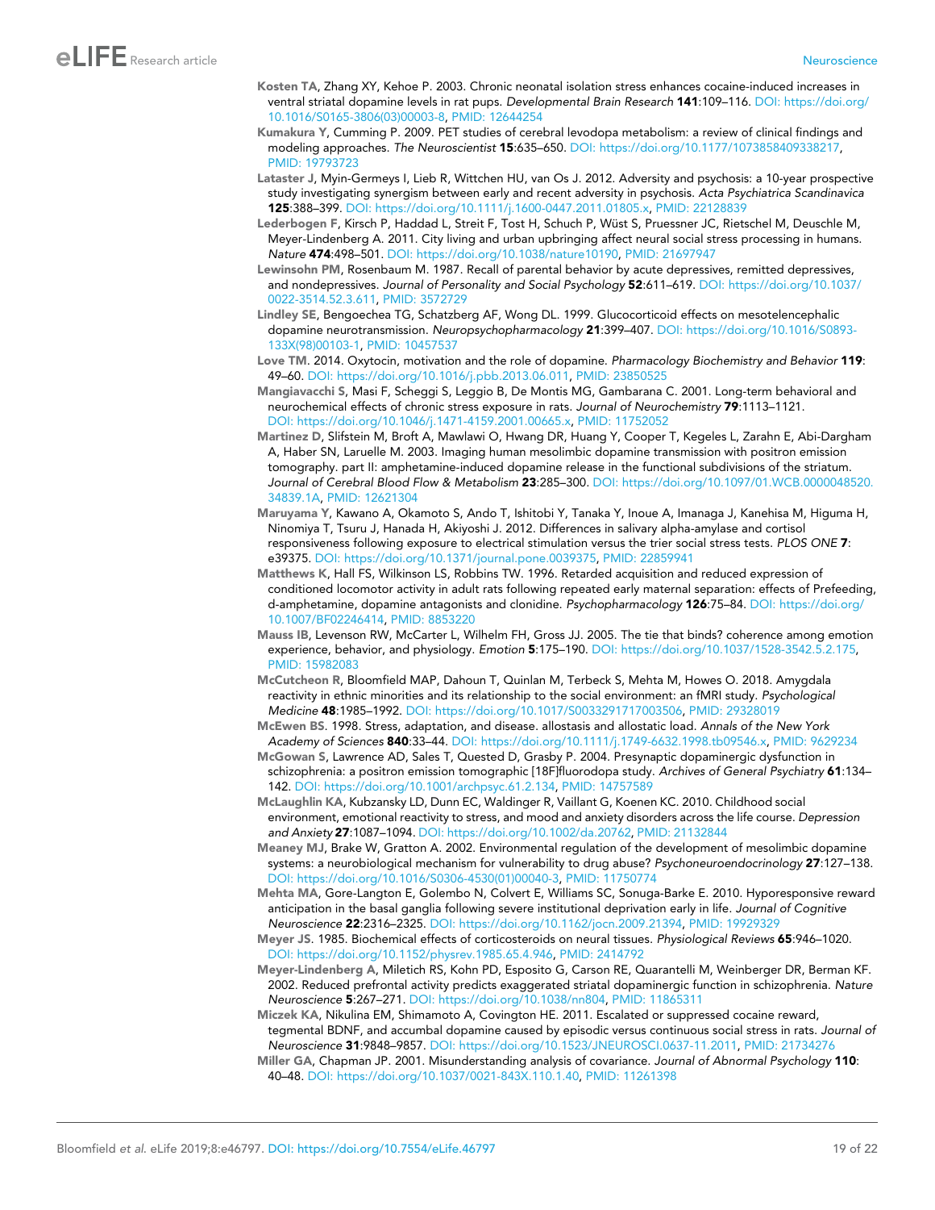Kosten TA, Zhang XY, Kehoe P. 2003. Chronic neonatal isolation stress enhances cocaine-induced increases in ventral striatal dopamine levels in rat pups. *Developmental Brain Research* **141**:109–116. DOI: https://doi.org/10.1016/S0165-3806(03)00003-8, PMID: 12644254

Kumakura Y, Cumming P. 2009. PET studies of cerebral levodopa metabolism: a review of clinical findings and modeling approaches. *The Neuroscientist* **15**:635–650. DOI: https://doi.org/10.1177/1073858409338217, PMID: 19793723

Lataster J, Myin-Germeys I, Lieb R, Wittchen HU, van Os J. 2012. Adversity and psychosis: a 10-year prospective study investigating synergism between early and recent adversity in psychosis. *Acta Psychiatrica Scandinavica* **125**:388–399. DOI: https://doi.org/10.1111/j.1600-0447.2011.01805.x, PMID: 22128839

Lederbogen F, Kirsch P, Haddad L, Streit F, Tost H, Schuch P, Wüst S, Pruessner JC, Rietschel M, Deuschle M, Meyer-Lindenberg A. 2011. City living and urban upbringing affect neural social stress processing in humans. *Nature* **474**:498–501. DOI: https://doi.org/10.1038/nature10190, PMID: 21697947

Lewinsohn PM, Rosenbaum M. 1987. Recall of parental behavior by acute depressives, remitted depressives, and nondepressives. *Journal of Personality and Social Psychology* **52**:611–619. DOI: https://doi.org/10.1037/0022-3514.52.3.611, PMID: 3572729

Lindley SE, Bengoechea TG, Schatzberg AF, Wong DL. 1999. Glucocorticoid effects on mesotelencephalic dopamine neurotransmission. *Neuropsychopharmacology* **21**:399–407. DOI: https://doi.org/10.1016/S0893-133X(98)00103-1, PMID: 10457537

Love TM. 2014. Oxytocin, motivation and the role of dopamine. *Pharmacology Biochemistry and Behavior* **119**:49–60. DOI: https://doi.org/10.1016/j.pbb.2013.06.011, PMID: 23850525

Mangiavacchi S, Masi F, Scheggi S, Leggio B, De Montis MG, Gambarana C. 2001. Long-term behavioral and neurochemical effects of chronic stress exposure in rats. *Journal of Neurochemistry* **79**:1113–1121. DOI: https://doi.org/10.1046/j.1471-4159.2001.00665.x, PMID: 11752052

Martinez D, Slifstein M, Broft A, Mawlawi O, Hwang DR, Huang Y, Cooper T, Kegeles L, Zarahn E, Abi-Dargham A, Haber SN, Laruelle M. 2003. Imaging human mesolimbic dopamine transmission with positron emission tomography. part II: amphetamine-induced dopamine release in the functional subdivisions of the striatum. *Journal of Cerebral Blood Flow & Metabolism* **23**:285–300. DOI: https://doi.org/10.1097/01.WCB.0000048520.34839.1A, PMID: 12621304

Maruyama Y, Kawano A, Okamoto S, Ando T, Ishitobi Y, Tanaka Y, Inoue A, Imanaga J, Kanehisa M, Higuma H, Ninomiya T, Tsuru J, Hanada H, Akiyoshi J. 2012. Differences in salivary alpha-amylase and cortisol responsiveness following exposure to electrical stimulation versus the trier social stress tests. *PLOS ONE* **7**:e39375. DOI: https://doi.org/10.1371/journal.pone.0039375, PMID: 22859941

Matthews K, Hall FS, Wilkinson LS, Robbins TW. 1996. Retarded acquisition and reduced expression of conditioned locomotor activity in adult rats following repeated early maternal separation: effects of Prefeeding, d-amphetamine, dopamine antagonists and clonidine. *Psychopharmacology* **126**:75–84. DOI: https://doi.org/10.1007/BF02246414, PMID: 8853220

Mauss IB, Levenson RW, McCarter L, Wilhelm FH, Gross JJ. 2005. The tie that binds? coherence among emotion experience, behavior, and physiology. *Emotion* **5**:175–190. DOI: https://doi.org/10.1037/1528-3542.5.2.175, PMID: 15982083

McCutcheon R, Bloomfield MAP, Dahoun T, Quinlan M, Terbeck S, Mehta M, Howes O. 2018. Amygdala reactivity in ethnic minorities and its relationship to the social environment: an fMRI study. *Psychological Medicine* **48**:1985–1992. DOI: https://doi.org/10.1017/S0033291717003506, PMID: 29328019

McEwen BS. 1998. Stress, adaptation, and disease. allostasis and allostatic load. *Annals of the New York Academy of Sciences* **840**:33–44. DOI: https://doi.org/10.1111/j.1749-6632.1998.tb09546.x, PMID: 9629234

McGowan S, Lawrence AD, Sales T, Quested D, Grasby P. 2004. Presynaptic dopaminergic dysfunction in schizophrenia: a positron emission tomographic [18F]fluorodopa study. *Archives of General Psychiatry* **61**:134–142. DOI: https://doi.org/10.1001/archpsyc.61.2.134, PMID: 14757589

McLaughlin KA, Kubzansky LD, Dunn EC, Waldinger R, Vaillant G, Koenen KC. 2010. Childhood social environment, emotional reactivity to stress, and mood and anxiety disorders across the life course. *Depression and Anxiety* **27**:1087–1094. DOI: https://doi.org/10.1002/da.20762, PMID: 21132844

Meaney MJ, Brake W, Gratton A. 2002. Environmental regulation of the development of mesolimbic dopamine systems: a neurobiological mechanism for vulnerability to drug abuse? *Psychoneuroendocrinology* **27**:127–138. DOI: https://doi.org/10.1016/S0306-4530(01)00040-3, PMID: 11750774

Mehta MA, Gore-Langton E, Golembo N, Colvert E, Williams SC, Sonuga-Barke E. 2010. Hyporesponsive reward anticipation in the basal ganglia following severe institutional deprivation early in life. *Journal of Cognitive Neuroscience* **22**:2316–2325. DOI: https://doi.org/10.1162/jocn.2009.21394, PMID: 19929329

Meyer JS. 1985. Biochemical effects of corticosteroids on neural tissues. *Physiological Reviews* **65**:946–1020. DOI: https://doi.org/10.1152/physrev.1985.65.4.946, PMID: 2414792

Meyer-Lindenberg A, Miletich RS, Kohn PD, Esposito G, Carson RE, Quarantelli M, Weinberger DR, Berman KF. 2002. Reduced prefrontal activity predicts exaggerated striatal dopaminergic function in schizophrenia. *Nature Neuroscience* **5**:267–271. DOI: https://doi.org/10.1038/nn804, PMID: 11865311

Miczek KA, Nikulina EM, Shimamoto A, Covington HE. 2011. Escalated or suppressed cocaine reward, tegmental BDNF, and accumbal dopamine caused by episodic versus continuous social stress in rats. *Journal of Neuroscience* **31**:9848–9857. DOI: https://doi.org/10.1523/JNEUROSCI.0637-11.2011, PMID: 21734276

Miller GA, Chapman JP. 2001. Misunderstanding analysis of covariance. *Journal of Abnormal Psychology* **110**:40–48. DOI: https://doi.org/10.1037/0021-843X.110.1.40, PMID: 11261398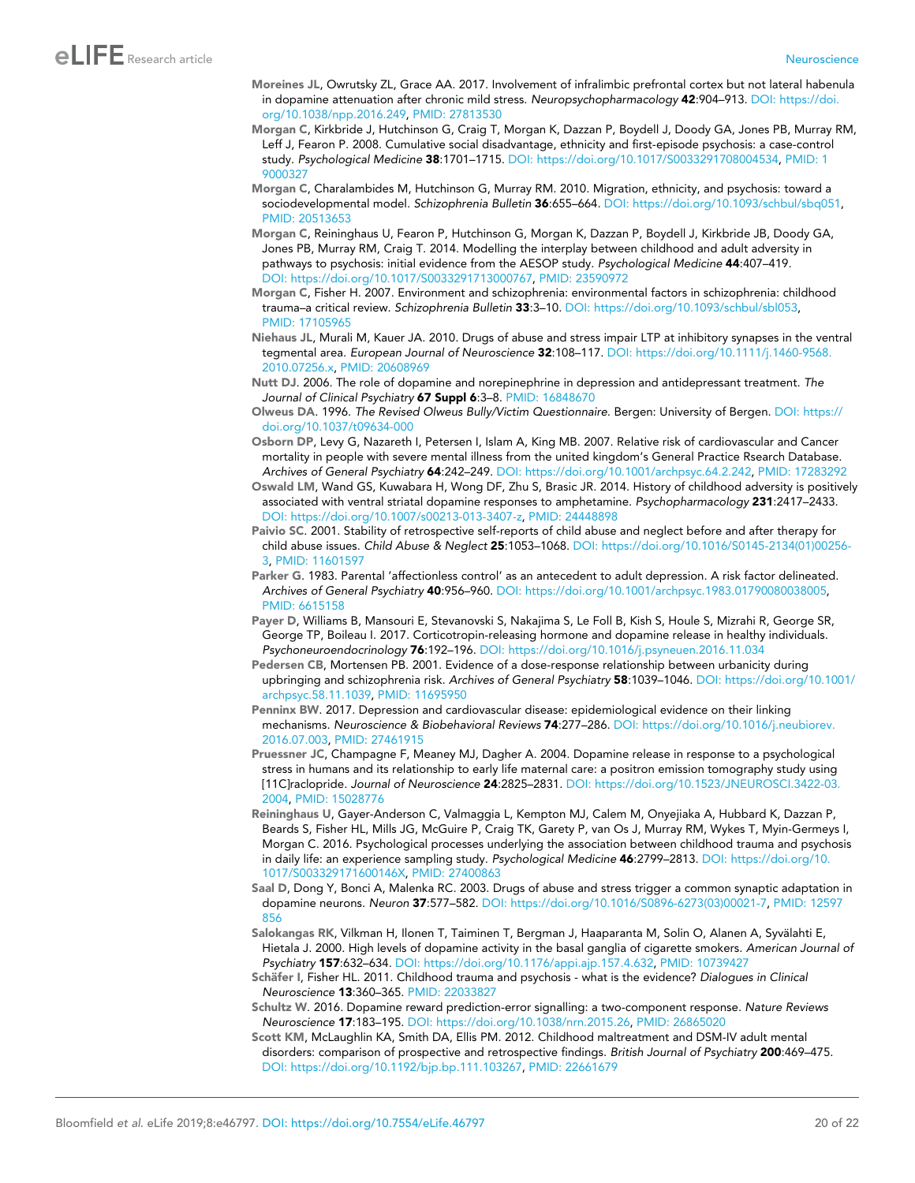**Moreines JL**, Owrutsky ZL, Grace AA. 2017. Involvement of infralimbic prefrontal cortex but not lateral habenula in dopamine attenuation after chronic mild stress. *Neuropsychopharmacology* **42**:904–913. DOI: https://doi.org/10.1038/npp.2016.249, PMID: 27813530

**Morgan C**, Kirkbride J, Hutchinson G, Craig T, Morgan K, Dazzan P, Boydell J, Doody GA, Jones PB, Murray RM, Leff J, Fearon P. 2008. Cumulative social disadvantage, ethnicity and first-episode psychosis: a case-control study. *Psychological Medicine* **38**:1701–1715. DOI: https://doi.org/10.1017/S0033291708004534, PMID: 19000327

**Morgan C**, Charalambides M, Hutchinson G, Murray RM. 2010. Migration, ethnicity, and psychosis: toward a sociodevelopmental model. *Schizophrenia Bulletin* **36**:655–664. DOI: https://doi.org/10.1093/schbul/sbq051, PMID: 20513653

**Morgan C**, Reininghaus U, Fearon P, Hutchinson G, Morgan K, Dazzan P, Boydell J, Kirkbride JB, Doody GA, Jones PB, Murray RM, Craig T. 2014. Modelling the interplay between childhood and adult adversity in pathways to psychosis: initial evidence from the AESOP study. *Psychological Medicine* **44**:407–419. DOI: https://doi.org/10.1017/S0033291713000767, PMID: 23590972

**Morgan C**, Fisher H. 2007. Environment and schizophrenia: environmental factors in schizophrenia: childhood trauma–a critical review. *Schizophrenia Bulletin* **33**:3–10. DOI: https://doi.org/10.1093/schbul/sbl053, PMID: 17105965

**Niehaus JL**, Murali M, Kauer JA. 2010. Drugs of abuse and stress impair LTP at inhibitory synapses in the ventral tegmental area. *European Journal of Neuroscience* **32**:108–117. DOI: https://doi.org/10.1111/j.1460-9568.2010.07256.x, PMID: 20608969

**Nutt DJ**. 2006. The role of dopamine and norepinephrine in depression and antidepressant treatment. *The Journal of Clinical Psychiatry* **67 Suppl 6**:3–8. PMID: 16848670

**Olweus DA**. 1996. *The Revised Olweus Bully/Victim Questionnaire*. Bergen: University of Bergen. DOI: https://doi.org/10.1037/t09634-000

**Osborn DP**, Levy G, Nazareth I, Petersen I, Islam A, King MB. 2007. Relative risk of cardiovascular and Cancer mortality in people with severe mental illness from the united kingdom's General Practice Rsearch Database. *Archives of General Psychiatry* **64**:242–249. DOI: https://doi.org/10.1001/archpsyc.64.2.242, PMID: 17283292

**Oswald LM**, Wand GS, Kuwabara H, Wong DF, Zhu S, Brasic JR. 2014. History of childhood adversity is positively associated with ventral striatal dopamine responses to amphetamine. *Psychopharmacology* **231**:2417–2433. DOI: https://doi.org/10.1007/s00213-013-3407-z, PMID: 24448898

**Paivio SC**. 2001. Stability of retrospective self-reports of child abuse and neglect before and after therapy for child abuse issues. *Child Abuse & Neglect* **25**:1053–1068. DOI: https://doi.org/10.1016/S0145-2134(01)00256-3, PMID: 11601597

**Parker G**. 1983. Parental 'affectionless control' as an antecedent to adult depression. A risk factor delineated. *Archives of General Psychiatry* **40**:956–960. DOI: https://doi.org/10.1001/archpsyc.1983.01790080038005, PMID: 6615158

**Payer D**, Williams B, Mansouri E, Stevanovski S, Nakajima S, Le Foll B, Kish S, Houle S, Mizrahi R, George SR, George TP, Boileau I. 2017. Corticotropin-releasing hormone and dopamine release in healthy individuals. *Psychoneuroendocrinology* **76**:192–196. DOI: https://doi.org/10.1016/j.psyneuen.2016.11.034

**Pedersen CB**, Mortensen PB. 2001. Evidence of a dose-response relationship between urbanicity during upbringing and schizophrenia risk. *Archives of General Psychiatry* **58**:1039–1046. DOI: https://doi.org/10.1001/archpsyc.58.11.1039, PMID: 11695950

**Penninx BW**. 2017. Depression and cardiovascular disease: epidemiological evidence on their linking mechanisms. *Neuroscience & Biobehavioral Reviews* **74**:277–286. DOI: https://doi.org/10.1016/j.neubiorev.2016.07.003, PMID: 27461915

**Pruessner JC**, Champagne F, Meaney MJ, Dagher A. 2004. Dopamine release in response to a psychological stress in humans and its relationship to early life maternal care: a positron emission tomography study using [11C]raclopride. *Journal of Neuroscience* **24**:2825–2831. DOI: https://doi.org/10.1523/JNEUROSCI.3422-03.2004, PMID: 15028776

**Reininghaus U**, Gayer-Anderson C, Valmaggia L, Kempton MJ, Calem M, Onyejiaka A, Hubbard K, Dazzan P, Beards S, Fisher HL, Mills JG, McGuire P, Craig TK, Garety P, van Os J, Murray RM, Wykes T, Myin-Germeys I, Morgan C. 2016. Psychological processes underlying the association between childhood trauma and psychosis in daily life: an experience sampling study. *Psychological Medicine* **46**:2799–2813. DOI: https://doi.org/10.1017/S003329171600146X, PMID: 27400863

**Saal D**, Dong Y, Bonci A, Malenka RC. 2003. Drugs of abuse and stress trigger a common synaptic adaptation in dopamine neurons. *Neuron* **37**:577–582. DOI: https://doi.org/10.1016/S0896-6273(03)00021-7, PMID: 12597856

**Salokangas RK**, Vilkman H, Ilonen T, Taiminen T, Bergman J, Haaparanta M, Solin O, Alanen A, Syvälahti E, Hietala J. 2000. High levels of dopamine activity in the basal ganglia of cigarette smokers. *American Journal of Psychiatry* **157**:632–634. DOI: https://doi.org/10.1176/appi.ajp.157.4.632, PMID: 10739427

**Schäfer I**, Fisher HL. 2011. Childhood trauma and psychosis - what is the evidence? *Dialogues in Clinical Neuroscience* **13**:360–365. PMID: 22033827

**Schultz W**. 2016. Dopamine reward prediction-error signalling: a two-component response. *Nature Reviews Neuroscience* **17**:183–195. DOI: https://doi.org/10.1038/nrn.2015.26, PMID: 26865020

**Scott KM**, McLaughlin KA, Smith DA, Ellis PM. 2012. Childhood maltreatment and DSM-IV adult mental disorders: comparison of prospective and retrospective findings. *British Journal of Psychiatry* **200**:469–475. DOI: https://doi.org/10.1192/bjp.bp.111.103267, PMID: 22661679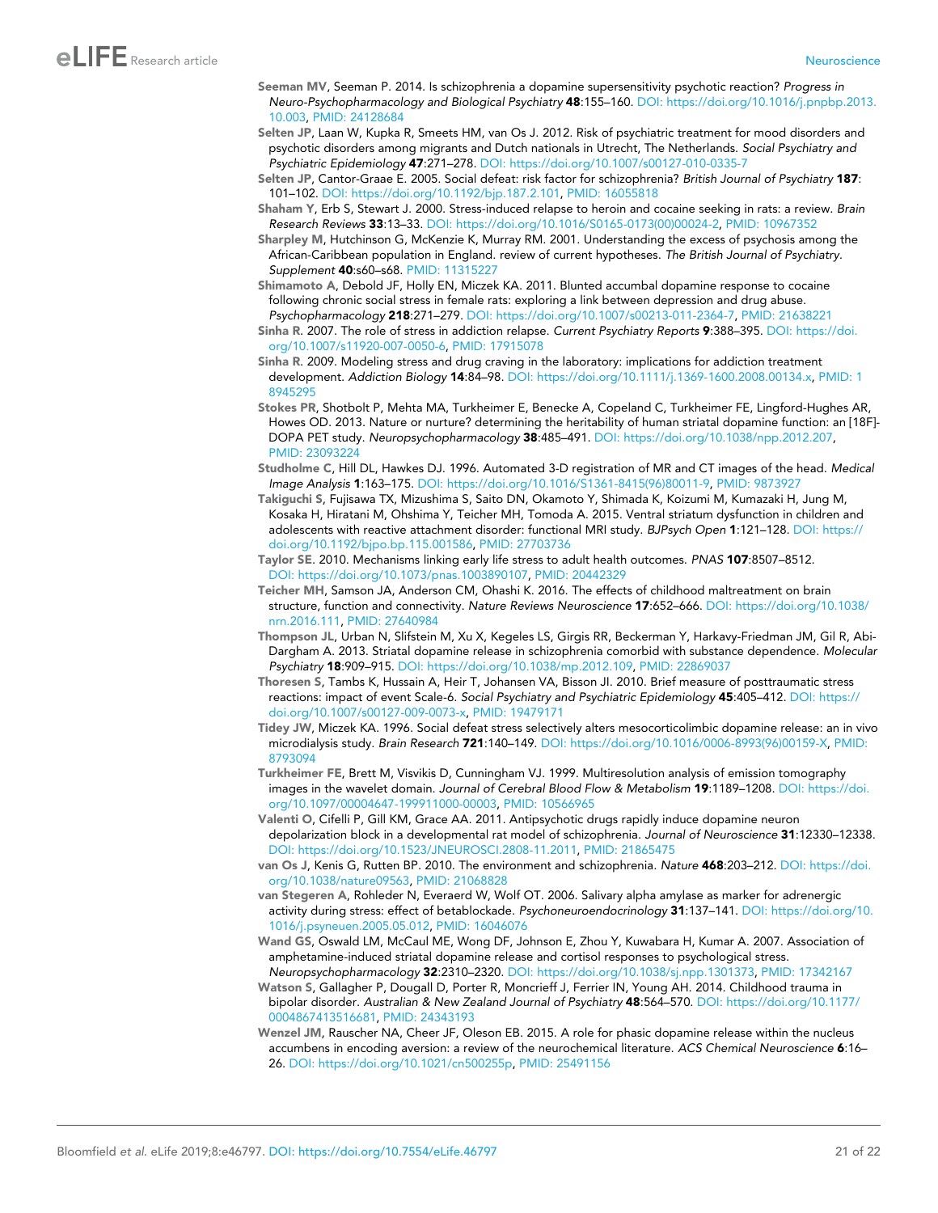**Seeman MV**, Seeman P. 2014. Is schizophrenia a dopamine supersensitivity psychotic reaction? *Progress in Neuro-Psychopharmacology and Biological Psychiatry* **48**:155–160. DOI: https://doi.org/10.1016/j.pnpbp.2013.10.003, PMID: 24128684

**Selten JP**, Laan W, Kupka R, Smeets HM, van Os J. 2012. Risk of psychiatric treatment for mood disorders and psychotic disorders among migrants and Dutch nationals in Utrecht, The Netherlands. *Social Psychiatry and Psychiatric Epidemiology* **47**:271–278. DOI: https://doi.org/10.1007/s00127-010-0335-7

**Selten JP**, Cantor-Graae E. 2005. Social defeat: risk factor for schizophrenia? *British Journal of Psychiatry* **187**:101–102. DOI: https://doi.org/10.1192/bjp.187.2.101, PMID: 16055818

**Shaham Y**, Erb S, Stewart J. 2000. Stress-induced relapse to heroin and cocaine seeking in rats: a review. *Brain Research Reviews* **33**:13–33. DOI: https://doi.org/10.1016/S0165-0173(00)00024-2, PMID: 10967352

**Sharpley M**, Hutchinson G, McKenzie K, Murray RM. 2001. Understanding the excess of psychosis among the African-Caribbean population in England. review of current hypotheses. *The British Journal of Psychiatry. Supplement* **40**:s60–s68. PMID: 11315227

**Shimamoto A**, Debold JF, Holly EN, Miczek KA. 2011. Blunted accumbal dopamine response to cocaine following chronic social stress in female rats: exploring a link between depression and drug abuse. *Psychopharmacology* **218**:271–279. DOI: https://doi.org/10.1007/s00213-011-2364-7, PMID: 21638221

**Sinha R**. 2007. The role of stress in addiction relapse. *Current Psychiatry Reports* **9**:388–395. DOI: https://doi.org/10.1007/s11920-007-0050-6, PMID: 17915078

**Sinha R**. 2009. Modeling stress and drug craving in the laboratory: implications for addiction treatment development. *Addiction Biology* **14**:84–98. DOI: https://doi.org/10.1111/j.1369-1600.2008.00134.x, PMID: 18945295

**Stokes PR**, Shotbolt P, Mehta MA, Turkheimer E, Benecke A, Copeland C, Turkheimer FE, Lingford-Hughes AR, Howes OD. 2013. Nature or nurture? determining the heritability of human striatal dopamine function: an [18F]-DOPA PET study. *Neuropsychopharmacology* **38**:485–491. DOI: https://doi.org/10.1038/npp.2012.207, PMID: 23093224

**Studholme C**, Hill DL, Hawkes DJ. 1996. Automated 3-D registration of MR and CT images of the head. *Medical Image Analysis* **1**:163–175. DOI: https://doi.org/10.1016/S1361-8415(96)80011-9, PMID: 9873927

**Takiguchi S**, Fujisawa TX, Mizushima S, Saito DN, Okamoto Y, Shimada K, Koizumi M, Kumazaki H, Jung M, Kosaka H, Hiratani M, Ohshima Y, Teicher MH, Tomoda A. 2015. Ventral striatum dysfunction in children and adolescents with reactive attachment disorder: functional MRI study. *BJPsych Open* **1**:121–128. DOI: https://doi.org/10.1192/bjpo.bp.115.001586, PMID: 27703736

**Taylor SE**. 2010. Mechanisms linking early life stress to adult health outcomes. *PNAS* **107**:8507–8512. DOI: https://doi.org/10.1073/pnas.1003890107, PMID: 20442329

**Teicher MH**, Samson JA, Anderson CM, Ohashi K. 2016. The effects of childhood maltreatment on brain structure, function and connectivity. *Nature Reviews Neuroscience* **17**:652–666. DOI: https://doi.org/10.1038/nrn.2016.111, PMID: 27640984

**Thompson JL**, Urban N, Slifstein M, Xu X, Kegeles LS, Girgis RR, Beckerman Y, Harkavy-Friedman JM, Gil R, Abi-Dargham A. 2013. Striatal dopamine release in schizophrenia comorbid with substance dependence. *Molecular Psychiatry* **18**:909–915. DOI: https://doi.org/10.1038/mp.2012.109, PMID: 22869037

**Thoresen S**, Tambs K, Hussain A, Heir T, Johansen VA, Bisson JI. 2010. Brief measure of posttraumatic stress reactions: impact of event Scale-6. *Social Psychiatry and Psychiatric Epidemiology* **45**:405–412. DOI: https://doi.org/10.1007/s00127-009-0073-x, PMID: 19479171

**Tidey JW**, Miczek KA. 1996. Social defeat stress selectively alters mesocorticolimbic dopamine release: an in vivo microdialysis study. *Brain Research* **721**:140–149. DOI: https://doi.org/10.1016/0006-8993(96)00159-X, PMID: 8793094

**Turkheimer FE**, Brett M, Visvikis D, Cunningham VJ. 1999. Multiresolution analysis of emission tomography images in the wavelet domain. *Journal of Cerebral Blood Flow & Metabolism* **19**:1189–1208. DOI: https://doi.org/10.1097/00004647-199911000-00003, PMID: 10566965

**Valenti O**, Cifelli P, Gill KM, Grace AA. 2011. Antipsychotic drugs rapidly induce dopamine neuron depolarization block in a developmental rat model of schizophrenia. *Journal of Neuroscience* **31**:12330–12338. DOI: https://doi.org/10.1523/JNEUROSCI.2808-11.2011, PMID: 21865475

**van Os J**, Kenis G, Rutten BP. 2010. The environment and schizophrenia. *Nature* **468**:203–212. DOI: https://doi.org/10.1038/nature09563, PMID: 21068828

**van Stegeren A**, Rohleder N, Everaerd W, Wolf OT. 2006. Salivary alpha amylase as marker for adrenergic activity during stress: effect of betablockade. *Psychoneuroendocrinology* **31**:137–141. DOI: https://doi.org/10.1016/j.psyneuen.2005.05.012, PMID: 16046076

**Wand GS**, Oswald LM, McCaul ME, Wong DF, Johnson E, Zhou Y, Kuwabara H, Kumar A. 2007. Association of amphetamine-induced striatal dopamine release and cortisol responses to psychological stress. *Neuropsychopharmacology* **32**:2310–2320. DOI: https://doi.org/10.1038/sj.npp.1301373, PMID: 17342167

**Watson S**, Gallagher P, Dougall D, Porter R, Moncrieff J, Ferrier IN, Young AH. 2014. Childhood trauma in bipolar disorder. *Australian & New Zealand Journal of Psychiatry* **48**:564–570. DOI: https://doi.org/10.1177/0004867413516681, PMID: 24343193

**Wenzel JM**, Rauscher NA, Cheer JF, Oleson EB. 2015. A role for phasic dopamine release within the nucleus accumbens in encoding aversion: a review of the neurochemical literature. *ACS Chemical Neuroscience* **6**:16–26. DOI: https://doi.org/10.1021/cn500255p, PMID: 25491156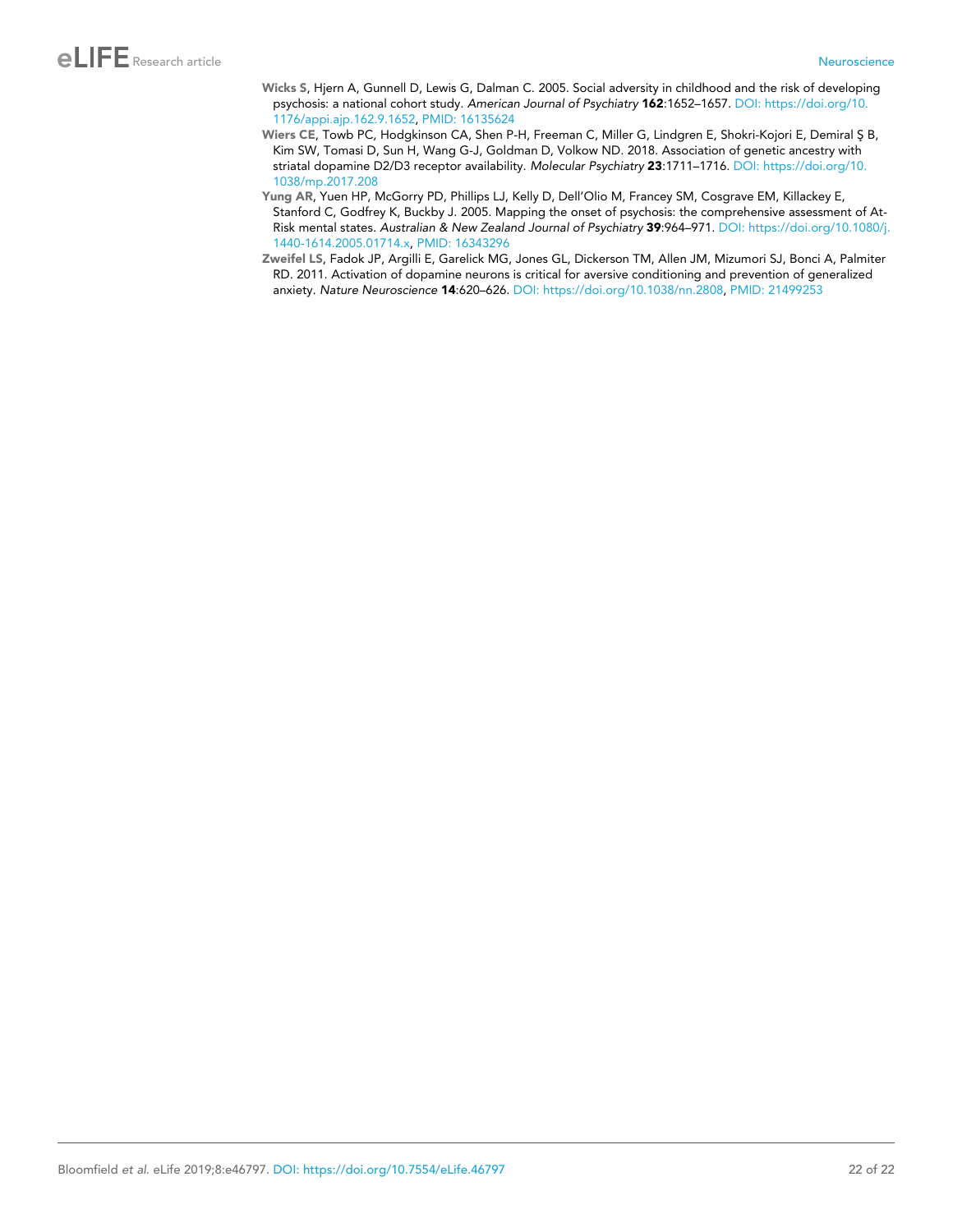**Wicks S**, Hjern A, Gunnell D, Lewis G, Dalman C. 2005. Social adversity in childhood and the risk of developing psychosis: a national cohort study. *American Journal of Psychiatry* **162**:1652–1657. DOI: https://doi.org/10.1176/appi.ajp.162.9.1652, PMID: 16135624

**Wiers CE**, Towb PC, Hodgkinson CA, Shen P-H, Freeman C, Miller G, Lindgren E, Shokri-Kojori E, Demiral Ş B, Kim SW, Tomasi D, Sun H, Wang G-J, Goldman D, Volkow ND. 2018. Association of genetic ancestry with striatal dopamine D2/D3 receptor availability. *Molecular Psychiatry* **23**:1711–1716. DOI: https://doi.org/10.1038/mp.2017.208

**Yung AR**, Yuen HP, McGorry PD, Phillips LJ, Kelly D, Dell'Olio M, Francey SM, Cosgrave EM, Killackey E, Stanford C, Godfrey K, Buckby J. 2005. Mapping the onset of psychosis: the comprehensive assessment of At-Risk mental states. *Australian & New Zealand Journal of Psychiatry* **39**:964–971. DOI: https://doi.org/10.1080/j.1440-1614.2005.01714.x, PMID: 16343296

**Zweifel LS**, Fadok JP, Argilli E, Garelick MG, Jones GL, Dickerson TM, Allen JM, Mizumori SJ, Bonci A, Palmiter RD. 2011. Activation of dopamine neurons is critical for aversive conditioning and prevention of generalized anxiety. *Nature Neuroscience* **14**:620–626. DOI: https://doi.org/10.1038/nn.2808, PMID: 21499253